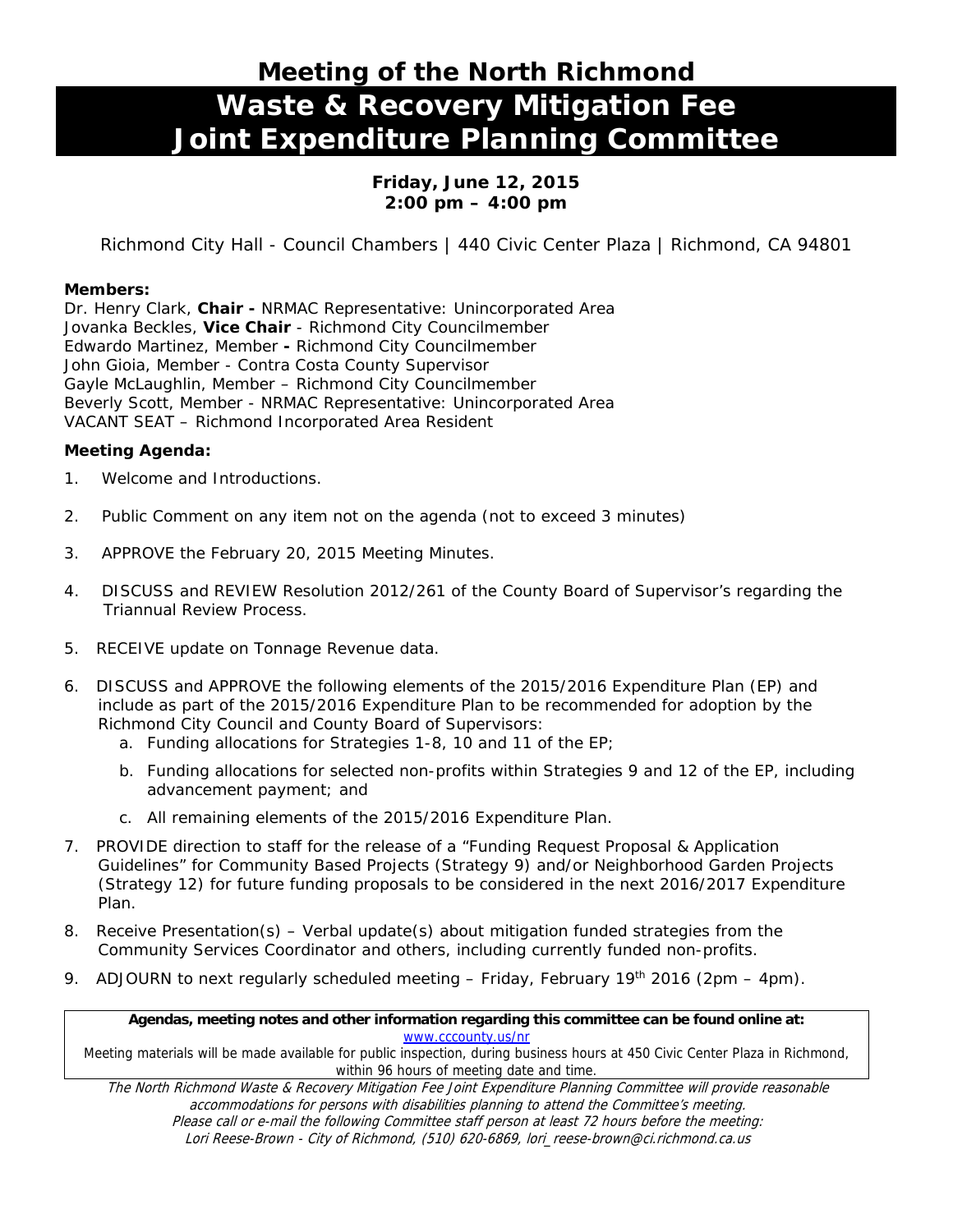# Meeting of the North Richmond

# Waste & Recovery Mitigation Fee Joint Expenditure Planning Committee

**Friday, June 12, 2015**
**2:00 pm – 4:00 pm**

Richmond City Hall - Council Chambers | 440 Civic Center Plaza | Richmond, CA 94801

**Members:**

Dr. Henry Clark, **Chair -** NRMAC Representative: Unincorporated Area
Jovanka Beckles, **Vice Chair** - Richmond City Councilmember
Edwardo Martinez, Member **-** Richmond City Councilmember
John Gioia, Member - Contra Costa County Supervisor
Gayle McLaughlin, Member – Richmond City Councilmember
Beverly Scott, Member - NRMAC Representative: Unincorporated Area
VACANT SEAT – Richmond Incorporated Area Resident

**Meeting Agenda:**

1. Welcome and Introductions.
2. Public Comment on any item not on the agenda (not to exceed 3 minutes)
3. APPROVE the February 20, 2015 Meeting Minutes.
4. DISCUSS and REVIEW Resolution 2012/261 of the County Board of Supervisor's regarding the Triannual Review Process.
5. RECEIVE update on Tonnage Revenue data.
6. DISCUSS and APPROVE the following elements of the 2015/2016 Expenditure Plan (EP) and include as part of the 2015/2016 Expenditure Plan to be recommended for adoption by the Richmond City Council and County Board of Supervisors:
   a. Funding allocations for Strategies 1-8, 10 and 11 of the EP;
   b. Funding allocations for selected non-profits within Strategies 9 and 12 of the EP, including advancement payment; and
   c. All remaining elements of the 2015/2016 Expenditure Plan.
7. PROVIDE direction to staff for the release of a "Funding Request Proposal & Application Guidelines" for Community Based Projects (Strategy 9) and/or Neighborhood Garden Projects (Strategy 12) for future funding proposals to be considered in the next 2016/2017 Expenditure Plan.
8. Receive Presentation(s) – Verbal update(s) about mitigation funded strategies from the Community Services Coordinator and others, including currently funded non-profits.
9. ADJOURN to next regularly scheduled meeting – Friday, February 19th 2016 (2pm – 4pm).

**Agendas, meeting notes and other information regarding this committee can be found online at:**
www.cccounty.us/nr
Meeting materials will be made available for public inspection, during business hours at 450 Civic Center Plaza in Richmond, within 96 hours of meeting date and time.

*The North Richmond Waste & Recovery Mitigation Fee Joint Expenditure Planning Committee will provide reasonable accommodations for persons with disabilities planning to attend the Committee's meeting.*
*Please call or e-mail the following Committee staff person at least 72 hours before the meeting:*
*Lori Reese-Brown - City of Richmond, (510) 620-6869, lori_reese-brown@ci.richmond.ca.us*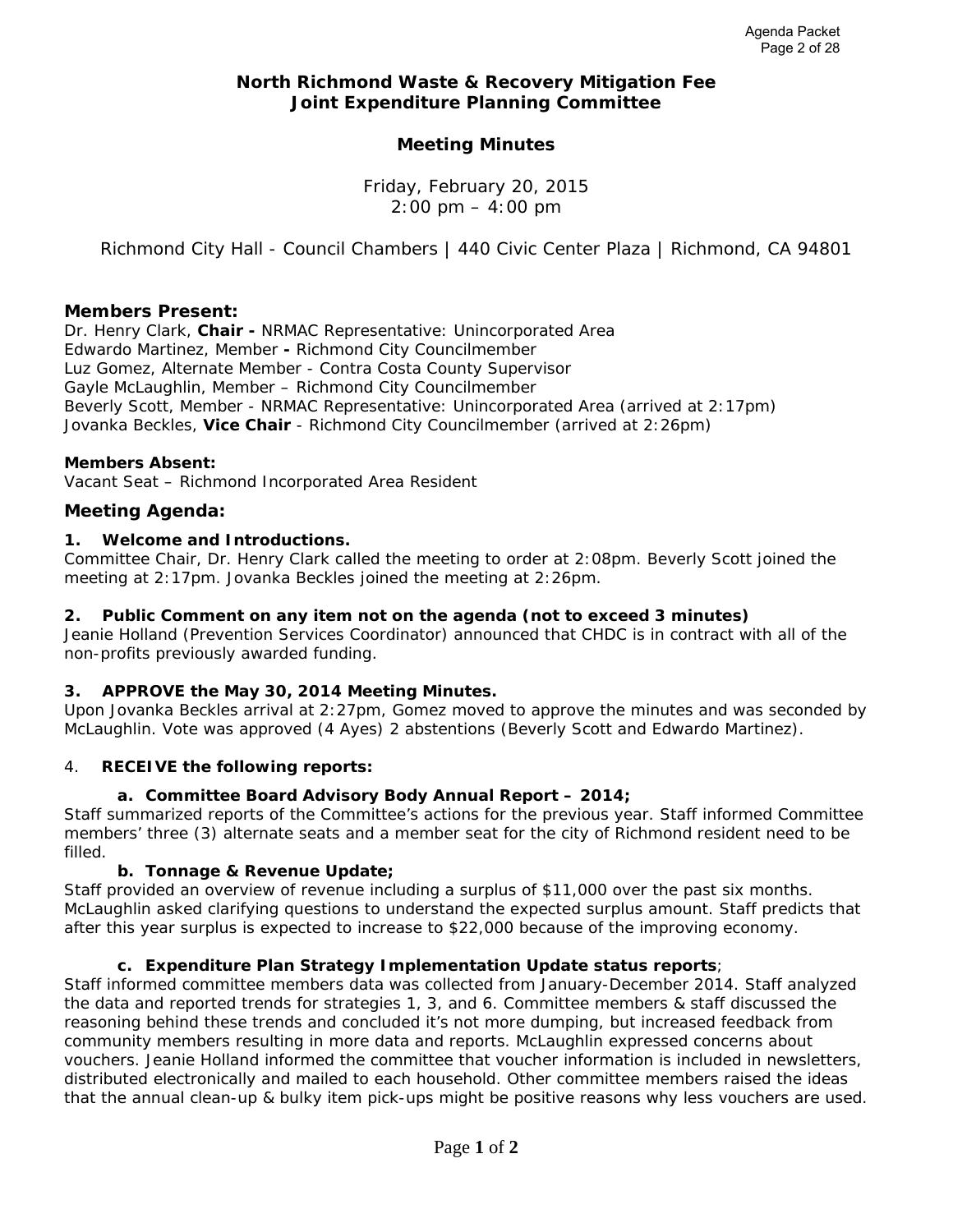# North Richmond Waste & Recovery Mitigation Fee Joint Expenditure Planning Committee

## Meeting Minutes

Friday, February 20, 2015
2:00 pm – 4:00 pm

Richmond City Hall - Council Chambers | 440 Civic Center Plaza | Richmond, CA 94801

### Members Present:

Dr. Henry Clark, **Chair -** NRMAC Representative: Unincorporated Area
Edwardo Martinez, Member **-** Richmond City Councilmember
Luz Gomez, Alternate Member - Contra Costa County Supervisor
Gayle McLaughlin, Member – Richmond City Councilmember
Beverly Scott, Member - NRMAC Representative: Unincorporated Area (arrived at 2:17pm)
Jovanka Beckles, **Vice Chair** - Richmond City Councilmember (arrived at 2:26pm)

**Members Absent:**
Vacant Seat – Richmond Incorporated Area Resident

### Meeting Agenda:

**1. Welcome and Introductions.**
Committee Chair, Dr. Henry Clark called the meeting to order at 2:08pm. Beverly Scott joined the meeting at 2:17pm. Jovanka Beckles joined the meeting at 2:26pm.

**2. Public Comment on any item not on the agenda (not to exceed 3 minutes)**
Jeanie Holland (Prevention Services Coordinator) announced that CHDC is in contract with all of the non-profits previously awarded funding.

**3. APPROVE the May 30, 2014 Meeting Minutes.**
Upon Jovanka Beckles arrival at 2:27pm, Gomez moved to approve the minutes and was seconded by McLaughlin. Vote was approved (4 Ayes) 2 abstentions (Beverly Scott and Edwardo Martinez).

4. **RECEIVE the following reports:**

**a. Committee Board Advisory Body Annual Report – 2014;**
Staff summarized reports of the Committee's actions for the previous year. Staff informed Committee members' three (3) alternate seats and a member seat for the city of Richmond resident need to be filled.

**b. Tonnage & Revenue Update;**
Staff provided an overview of revenue including a surplus of $11,000 over the past six months. McLaughlin asked clarifying questions to understand the expected surplus amount. Staff predicts that after this year surplus is expected to increase to $22,000 because of the improving economy.

**c. Expenditure Plan Strategy Implementation Update status reports**;
Staff informed committee members data was collected from January-December 2014. Staff analyzed the data and reported trends for strategies 1, 3, and 6. Committee members & staff discussed the reasoning behind these trends and concluded it's not more dumping, but increased feedback from community members resulting in more data and reports. McLaughlin expressed concerns about vouchers. Jeanie Holland informed the committee that voucher information is included in newsletters, distributed electronically and mailed to each household. Other committee members raised the ideas that the annual clean-up & bulky item pick-ups might be positive reasons why less vouchers are used.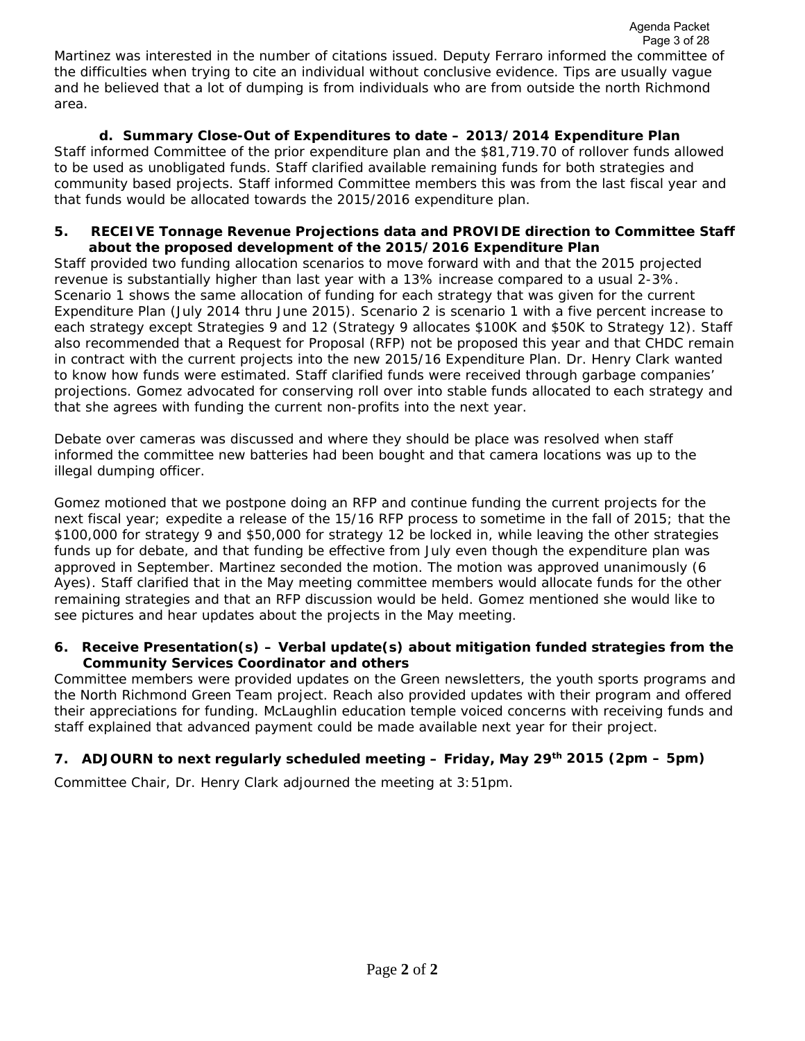Martinez was interested in the number of citations issued. Deputy Ferraro informed the committee of the difficulties when trying to cite an individual without conclusive evidence. Tips are usually vague and he believed that a lot of dumping is from individuals who are from outside the north Richmond area.

**d. Summary Close-Out of Expenditures to date – 2013/2014 Expenditure Plan**

Staff informed Committee of the prior expenditure plan and the $81,719.70 of rollover funds allowed to be used as unobligated funds. Staff clarified available remaining funds for both strategies and community based projects. Staff informed Committee members this was from the last fiscal year and that funds would be allocated towards the 2015/2016 expenditure plan.

**5. RECEIVE Tonnage Revenue Projections data and PROVIDE direction to Committee Staff about the proposed development of the 2015/2016 Expenditure Plan**

Staff provided two funding allocation scenarios to move forward with and that the 2015 projected revenue is substantially higher than last year with a 13% increase compared to a usual 2-3%. Scenario 1 shows the same allocation of funding for each strategy that was given for the current Expenditure Plan (July 2014 thru June 2015). Scenario 2 is scenario 1 with a five percent increase to each strategy except Strategies 9 and 12 (Strategy 9 allocates $100K and $50K to Strategy 12). Staff also recommended that a Request for Proposal (RFP) not be proposed this year and that CHDC remain in contract with the current projects into the new 2015/16 Expenditure Plan. Dr. Henry Clark wanted to know how funds were estimated. Staff clarified funds were received through garbage companies' projections. Gomez advocated for conserving roll over into stable funds allocated to each strategy and that she agrees with funding the current non-profits into the next year.

Debate over cameras was discussed and where they should be place was resolved when staff informed the committee new batteries had been bought and that camera locations was up to the illegal dumping officer.

Gomez motioned that we postpone doing an RFP and continue funding the current projects for the next fiscal year; expedite a release of the 15/16 RFP process to sometime in the fall of 2015; that the $100,000 for strategy 9 and $50,000 for strategy 12 be locked in, while leaving the other strategies funds up for debate, and that funding be effective from July even though the expenditure plan was approved in September. Martinez seconded the motion. The motion was approved unanimously (6 Ayes). Staff clarified that in the May meeting committee members would allocate funds for the other remaining strategies and that an RFP discussion would be held. Gomez mentioned she would like to see pictures and hear updates about the projects in the May meeting.

**6. Receive Presentation(s) – Verbal update(s) about mitigation funded strategies from the Community Services Coordinator and others**

Committee members were provided updates on the Green newsletters, the youth sports programs and the North Richmond Green Team project. Reach also provided updates with their program and offered their appreciations for funding. McLaughlin education temple voiced concerns with receiving funds and staff explained that advanced payment could be made available next year for their project.

**7. ADJOURN to next regularly scheduled meeting – Friday, May 29th 2015 (2pm – 5pm)**

Committee Chair, Dr. Henry Clark adjourned the meeting at 3:51pm.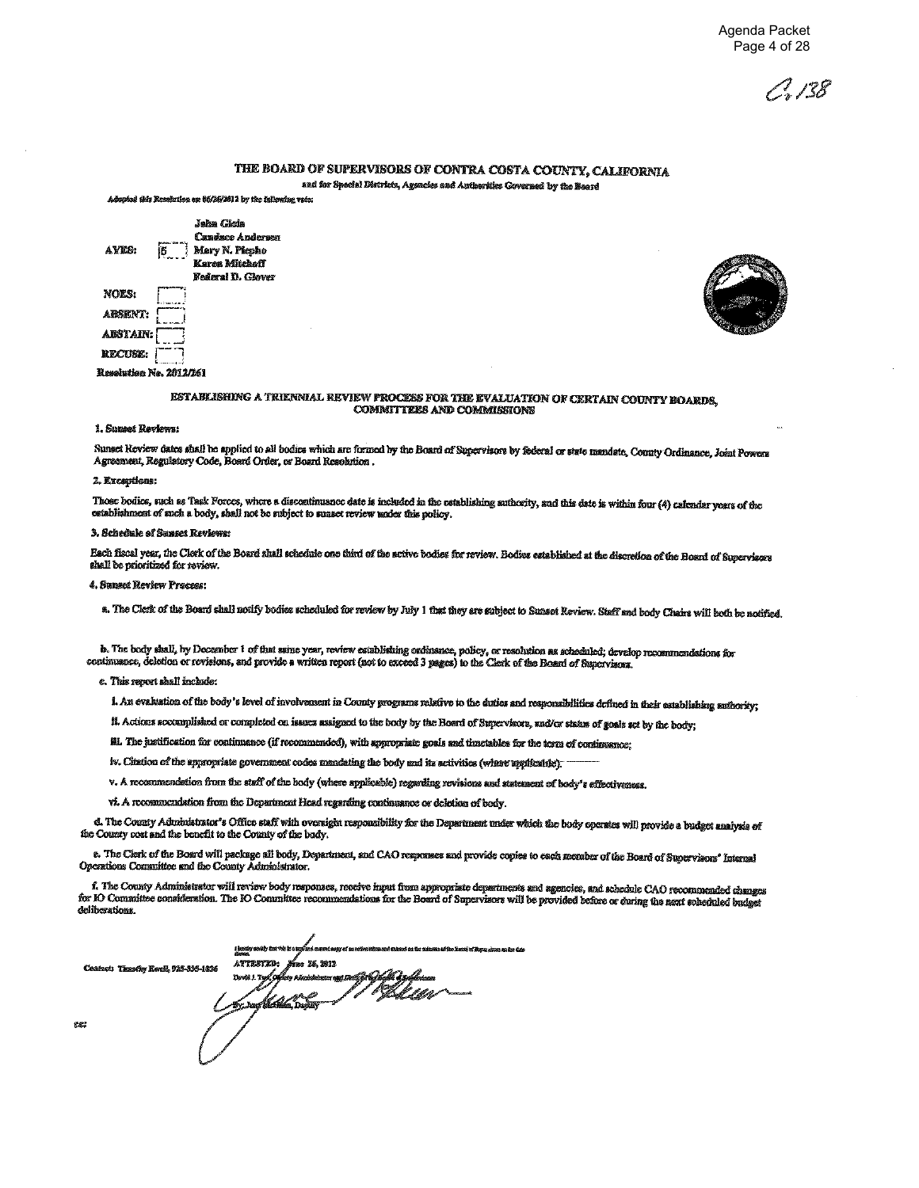C.138

# THE BOARD OF SUPERVISORS OF CONTRA COSTA COUNTY, CALIFORNIA

and for Special Districts, Agencies and Authorities Governed by the Board

*Adopted this Resolution on 06/26/2012 by the following vote:*

| | | |
|---|---|---|
| AYES: | 5 | John Gioia<br>Candace Andersen<br>Mary N. Piepho<br>Karen Mitchoff<br>Federal D. Glover |
| NOES: | | |
| ABSENT: | | |
| ABSTAIN: | | |
| RECUSE: | | |

**Resolution No. 2012/261**

## ESTABLISHING A TRIENNIAL REVIEW PROCESS FOR THE EVALUATION OF CERTAIN COUNTY BOARDS, COMMITTEES AND COMMISSIONS

**1. Sunset Reviews:**

Sunset Review dates shall be applied to all bodies which are formed by the Board of Supervisors by federal or state mandate, County Ordinance, Joint Powers Agreement, Regulatory Code, Board Order, or Board Resolution .

**2. Exceptions:**

Those bodies, such as Task Forces, where a discontinuance date is included in the establishing authority, and this date is within four (4) calendar years of the establishment of such a body, shall not be subject to sunset review under this policy.

**3. Schedule of Sunset Reviews:**

Each fiscal year, the Clerk of the Board shall schedule one third of the active bodies for review. Bodies established at the discretion of the Board of Supervisors shall be prioritized for review.

**4. Sunset Review Process:**

a. The Clerk of the Board shall notify bodies scheduled for review by July 1 that they are subject to Sunset Review. Staff and body Chairs will both be notified.

b. The body shall, by December 1 of that same year, review establishing ordinance, policy, or resolution as scheduled; develop recommendations for continuance, deletion or revisions, and provide a written report (not to exceed 3 pages) to the Clerk of the Board of Supervisors.

c. This report shall include:

i. An evaluation of the body's level of involvement in County programs relative to the duties and responsibilities defined in their establishing authority;

ii. Actions accomplished or completed on issues assigned to the body by the Board of Supervisors, and/or status of goals set by the body;

iii. The justification for continuance (if recommended), with appropriate goals and timetables for the term of continuance;

iv. Citation of the appropriate government codes mandating the body and its activities (where applicable);

v. A recommendation from the staff of the body (where applicable) regarding revisions and statement of body's effectiveness.

vi. A recommendation from the Department Head regarding continuance or deletion of body.

d. The County Administrator's Office staff with oversight responsibility for the Department under which the body operates will provide a budget analysis of the County cost and the benefit to the County of the body.

e. The Clerk of the Board will package all body, Department, and CAO responses and provide copies to each member of the Board of Supervisors' Internal Operations Committee and the County Administrator.

f. The County Administrator will review body responses, receive input from appropriate departments and agencies, and schedule CAO recommended changes for IO Committee consideration. The IO Committee recommendations for the Board of Supervisors will be provided before or during the next scheduled budget deliberations.

Contact: Timothy Ewell, 925-335-1036

I hereby certify that this is a true and correct copy of an action taken and entered on the minutes of the Board of Supervisors on the date shown.

ATTESTED: June 26, 2012

David J. Twa, County Administrator and Clerk of the Board of Supervisors

By: June McHuen, Deputy

cc: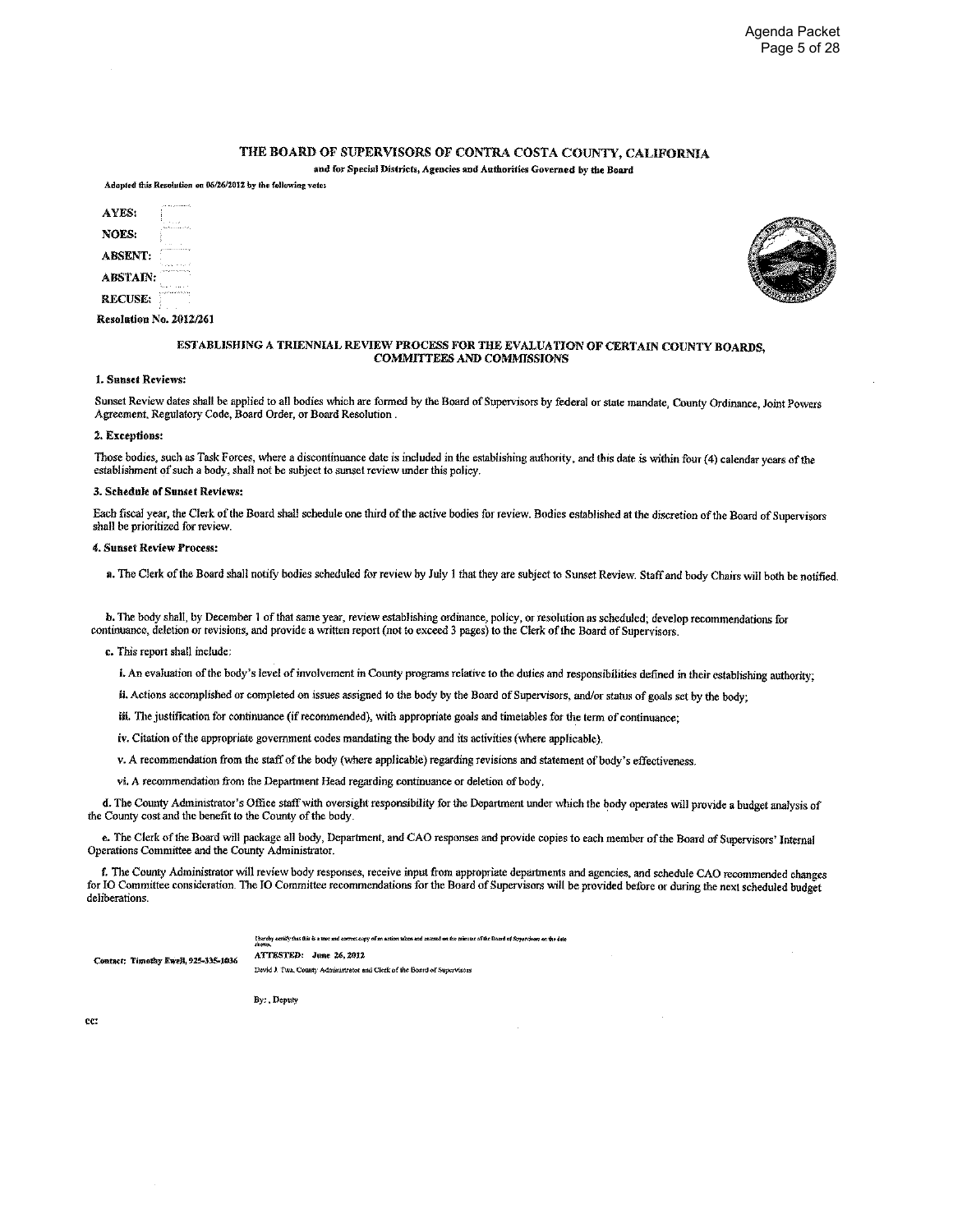# THE BOARD OF SUPERVISORS OF CONTRA COSTA COUNTY, CALIFORNIA

and for Special Districts, Agencies and Authorities Governed by the Board

Adopted this Resolution on 06/26/2012 by the following vote:

AYES:

NOES:

ABSENT:

ABSTAIN:

RECUSE:

**Resolution No. 2012/261**

## ESTABLISHING A TRIENNIAL REVIEW PROCESS FOR THE EVALUATION OF CERTAIN COUNTY BOARDS, COMMITTEES AND COMMISSIONS

**1. Sunset Reviews:**

Sunset Review dates shall be applied to all bodies which are formed by the Board of Supervisors by federal or state mandate, County Ordinance, Joint Powers Agreement, Regulatory Code, Board Order, or Board Resolution .

**2. Exceptions:**

Those bodies, such as Task Forces, where a discontinuance date is included in the establishing authority, and this date is within four (4) calendar years of the establishment of such a body, shall not be subject to sunset review under this policy.

**3. Schedule of Sunset Reviews:**

Each fiscal year, the Clerk of the Board shall schedule one third of the active bodies for review. Bodies established at the discretion of the Board of Supervisors shall be prioritized for review.

**4. Sunset Review Process:**

a. The Clerk of the Board shall notify bodies scheduled for review by July 1 that they are subject to Sunset Review. Staff and body Chairs will both be notified.

b. The body shall, by December 1 of that same year, review establishing ordinance, policy, or resolution as scheduled; develop recommendations for continuance, deletion or revisions, and provide a written report (not to exceed 3 pages) to the Clerk of the Board of Supervisors.

c. This report shall include:

i. An evaluation of the body's level of involvement in County programs relative to the duties and responsibilities defined in their establishing authority;

ii. Actions accomplished or completed on issues assigned to the body by the Board of Supervisors, and/or status of goals set by the body;

iii. The justification for continuance (if recommended), with appropriate goals and timetables for the term of continuance;

iv. Citation of the appropriate government codes mandating the body and its activities (where applicable).

v. A recommendation from the staff of the body (where applicable) regarding revisions and statement of body's effectiveness.

vi. A recommendation from the Department Head regarding continuance or deletion of body.

d. The County Administrator's Office staff with oversight responsibility for the Department under which the body operates will provide a budget analysis of the County cost and the benefit to the County of the body.

e. The Clerk of the Board will package all body, Department, and CAO responses and provide copies to each member of the Board of Supervisors' Internal Operations Committee and the County Administrator.

f. The County Administrator will review body responses, receive input from appropriate departments and agencies, and schedule CAO recommended changes for IO Committee consideration. The IO Committee recommendations for the Board of Supervisors will be provided before or during the next scheduled budget deliberations.

I hereby certify that this is a true and correct copy of an action taken and entered on the minutes of the Board of Supervisors on the date shown.

Contact: Timothy Ewell, 925-335-1036

ATTESTED: June 26, 2012

David J. Twa, County Administrator and Clerk of the Board of Supervisors

By: , Deputy

cc: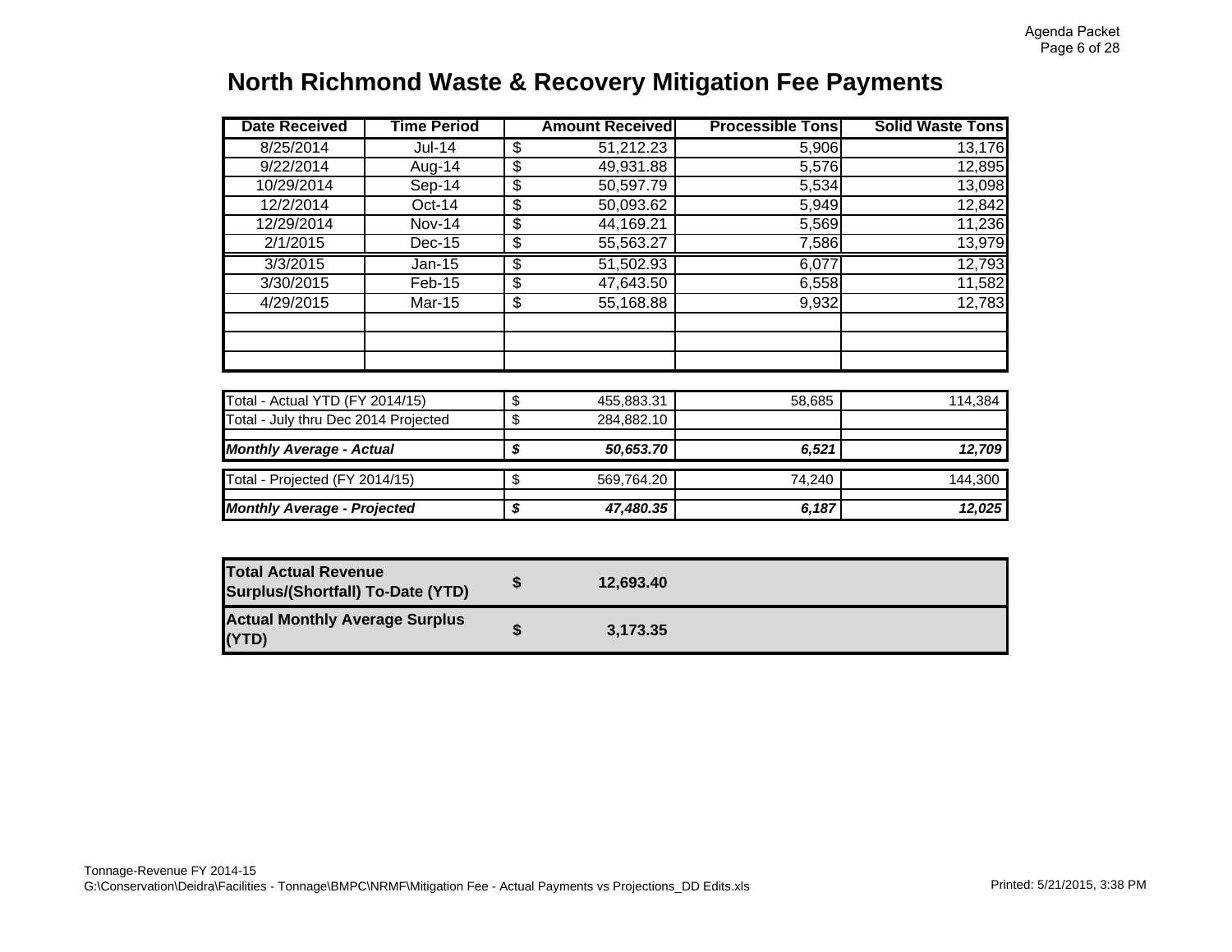# North Richmond Waste & Recovery Mitigation Fee Payments

| Date Received | Time Period | Amount Received | Processible Tons | Solid Waste Tons |
|---|---|---|---|---|
| 8/25/2014 | Jul-14 | $ 51,212.23 | 5,906 | 13,176 |
| 9/22/2014 | Aug-14 | $ 49,931.88 | 5,576 | 12,895 |
| 10/29/2014 | Sep-14 | $ 50,597.79 | 5,534 | 13,098 |
| 12/2/2014 | Oct-14 | $ 50,093.62 | 5,949 | 12,842 |
| 12/29/2014 | Nov-14 | $ 44,169.21 | 5,569 | 11,236 |
| 2/1/2015 | Dec-15 | $ 55,563.27 | 7,586 | 13,979 |
| 3/3/2015 | Jan-15 | $ 51,502.93 | 6,077 | 12,793 |
| 3/30/2015 | Feb-15 | $ 47,643.50 | 6,558 | 11,582 |
| 4/29/2015 | Mar-15 | $ 55,168.88 | 9,932 | 12,783 |
| | | | | |
| | | | | |
| | | | | |

| | Amount | Processible Tons | Solid Waste Tons |
|---|---|---|---|
| Total - Actual YTD (FY 2014/15) | $ 455,883.31 | 58,685 | 114,384 |
| Total - July thru Dec 2014 Projected | $ 284,882.10 | | |
| ***Monthly Average - Actual*** | ***$ 50,653.70*** | ***6,521*** | ***12,709*** |
| Total - Projected (FY 2014/15) | $ 569,764.20 | 74,240 | 144,300 |
| ***Monthly Average - Projected*** | ***$ 47,480.35*** | ***6,187*** | ***12,025*** |

| | |
|---|---|
| **Total Actual Revenue Surplus/(Shortfall) To-Date (YTD)** | **$ 12,693.40** |
| **Actual Monthly Average Surplus (YTD)** | **$ 3,173.35** |

Tonnage-Revenue FY 2014-15
G:\Conservation\Deidra\Facilities - Tonnage\BMPC\NRMF\Mitigation Fee - Actual Payments vs Projections_DD Edits.xls

Printed: 5/21/2015, 3:38 PM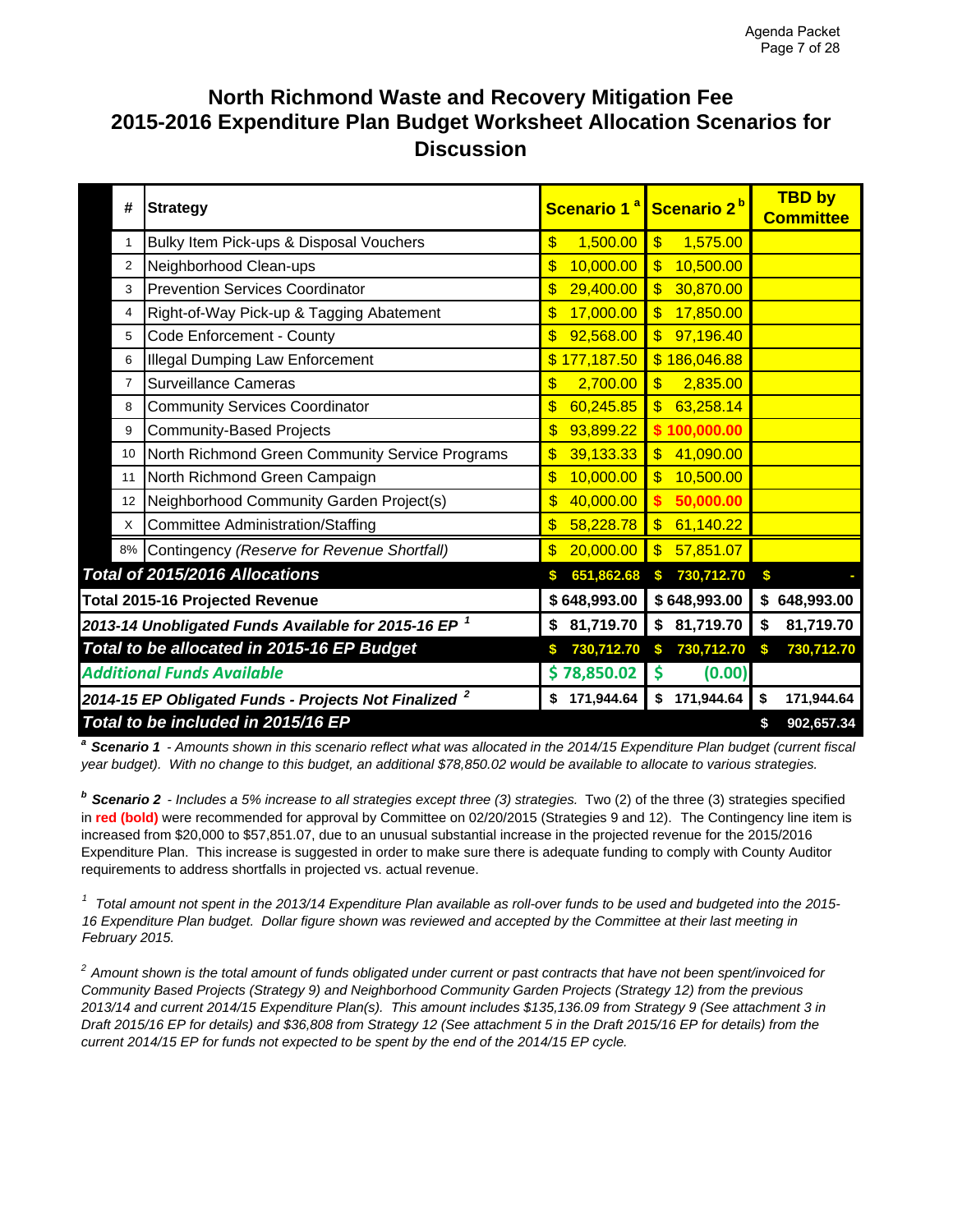# North Richmond Waste and Recovery Mitigation Fee 2015-2016 Expenditure Plan Budget Worksheet Allocation Scenarios for Discussion

| # | Strategy | Scenario 1 [a] | Scenario 2 [b] | TBD by Committee |
|---|---|---|---|---|
| 1 | Bulky Item Pick-ups & Disposal Vouchers | $ 1,500.00 | $ 1,575.00 | |
| 2 | Neighborhood Clean-ups | $ 10,000.00 | $ 10,500.00 | |
| 3 | Prevention Services Coordinator | $ 29,400.00 | $ 30,870.00 | |
| 4 | Right-of-Way Pick-up & Tagging Abatement | $ 17,000.00 | $ 17,850.00 | |
| 5 | Code Enforcement - County | $ 92,568.00 | $ 97,196.40 | |
| 6 | Illegal Dumping Law Enforcement | $ 177,187.50 | $ 186,046.88 | |
| 7 | Surveillance Cameras | $ 2,700.00 | $ 2,835.00 | |
| 8 | Community Services Coordinator | $ 60,245.85 | $ 63,258.14 | |
| 9 | Community-Based Projects | $ 93,899.22 | **$ 100,000.00** | |
| 10 | North Richmond Green Community Service Programs | $ 39,133.33 | $ 41,090.00 | |
| 11 | North Richmond Green Campaign | $ 10,000.00 | $ 10,500.00 | |
| 12 | Neighborhood Community Garden Project(s) | $ 40,000.00 | **$ 50,000.00** | |
| X | Committee Administration/Staffing | $ 58,228.78 | $ 61,140.22 | |
| 8% | Contingency *(Reserve for Revenue Shortfall)* | $ 20,000.00 | $ 57,851.07 | |
| | ***Total of 2015/2016 Allocations*** | $ 651,862.68 | $ 730,712.70 | $ - |
| | **Total 2015-16 Projected Revenue** | $ 648,993.00 | $ 648,993.00 | $ 648,993.00 |
| | ***2013-14 Unobligated Funds Available for 2015-16 EP*** [1] | $ 81,719.70 | $ 81,719.70 | $ 81,719.70 |
| | ***Total to be allocated in 2015-16 EP Budget*** | $ 730,712.70 | $ 730,712.70 | $ 730,712.70 |
| | ***Additional Funds Available*** | $ 78,850.02 | $ (0.00) | |
| | ***2014-15 EP Obligated Funds - Projects Not Finalized*** [2] | $ 171,944.64 | $ 171,944.64 | $ 171,944.64 |
| | ***Total to be included in 2015/16 EP*** | | | $ 902,657.34 |

[a] ***Scenario 1*** *- Amounts shown in this scenario reflect what was allocated in the 2014/15 Expenditure Plan budget (current fiscal year budget). With no change to this budget, an additional $78,850.02 would be available to allocate to various strategies.*

[b] ***Scenario 2*** *- Includes a 5% increase to all strategies except three (3) strategies.* Two (2) of the three (3) strategies specified in **red (bold)** were recommended for approval by Committee on 02/20/2015 (Strategies 9 and 12). The Contingency line item is increased from $20,000 to $57,851.07, due to an unusual substantial increase in the projected revenue for the 2015/2016 Expenditure Plan. This increase is suggested in order to make sure there is adequate funding to comply with County Auditor requirements to address shortfalls in projected vs. actual revenue.

[1] *Total amount not spent in the 2013/14 Expenditure Plan available as roll-over funds to be used and budgeted into the 2015-16 Expenditure Plan budget. Dollar figure shown was reviewed and accepted by the Committee at their last meeting in February 2015.*

[2] *Amount shown is the total amount of funds obligated under current or past contracts that have not been spent/invoiced for Community Based Projects (Strategy 9) and Neighborhood Community Garden Projects (Strategy 12) from the previous 2013/14 and current 2014/15 Expenditure Plan(s). This amount includes $135,136.09 from Strategy 9 (See attachment 3 in Draft 2015/16 EP for details) and $36,808 from Strategy 12 (See attachment 5 in the Draft 2015/16 EP for details) from the current 2014/15 EP for funds not expected to be spent by the end of the 2014/15 EP cycle.*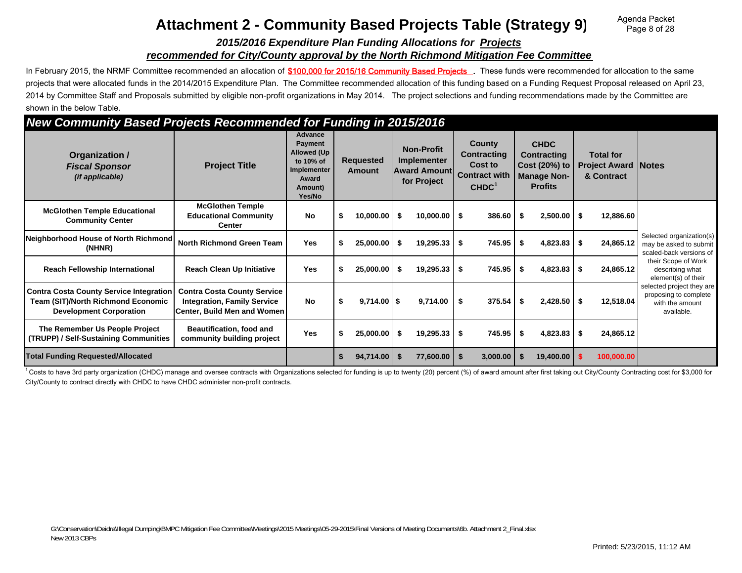# Attachment 2 - Community Based Projects Table (Strategy 9)

***2015/2016 Expenditure Plan Funding Allocations for Projects recommended for City/County approval by the North Richmond Mitigation Fee Committee***

In February 2015, the NRMF Committee recommended an allocation of **$100,000 for 2015/16 Community Based Projects** . These funds were recommended for allocation to the same projects that were allocated funds in the 2014/2015 Expenditure Plan. The Committee recommended allocation of this funding based on a Funding Request Proposal released on April 23, 2014 by Committee Staff and Proposals submitted by eligible non-profit organizations in May 2014. The project selections and funding recommendations made by the Committee are shown in the below Table.

## New Community Based Projects Recommended for Funding in 2015/2016

| Organization / *Fiscal Sponsor* *(if applicable)* | Project Title | Advance Payment Allowed (Up to 10% of Implementer Award Amount) Yes/No | Requested Amount | Non-Profit Implementer Award Amount for Project | County Contracting Cost to Contract with CHDC[1] | CHDC Contracting Cost (20%) to Manage Non-Profits | Total for Project Award & Contract | Notes |
|---|---|---|---|---|---|---|---|---|
| McGlothen Temple Educational Community Center | McGlothen Temple Educational Community Center | No | $ 10,000.00 | $ 10,000.00 | $ 386.60 | $ 2,500.00 | $ 12,886.60 | Selected organization(s) may be asked to submit scaled-back versions of their Scope of Work describing what element(s) of their selected project they are proposing to complete with the amount available. |
| Neighborhood House of North Richmond (NHNR) | North Richmond Green Team | Yes | $ 25,000.00 | $ 19,295.33 | $ 745.95 | $ 4,823.83 | $ 24,865.12 | |
| Reach Fellowship International | Reach Clean Up Initiative | Yes | $ 25,000.00 | $ 19,295.33 | $ 745.95 | $ 4,823.83 | $ 24,865.12 | |
| Contra Costa County Service Integration Team (SIT)/North Richmond Economic Development Corporation | Contra Costa County Service Integration, Family Service Center, Build Men and Women | No | $ 9,714.00 | $ 9,714.00 | $ 375.54 | $ 2,428.50 | $ 12,518.04 | |
| The Remember Us People Project (TRUPP) / Self-Sustaining Communities | Beautification, food and community building project | Yes | $ 25,000.00 | $ 19,295.33 | $ 745.95 | $ 4,823.83 | $ 24,865.12 | |
| **Total Funding Requested/Allocated** | | | **$ 94,714.00** | **$ 77,600.00** | **$ 3,000.00** | **$ 19,400.00** | **$ 100,000.00** | |

[1] Costs to have 3rd party organization (CHDC) manage and oversee contracts with Organizations selected for funding is up to twenty (20) percent (%) of award amount after first taking out City/County Contracting cost for $3,000 for City/County to contract directly with CHDC to have CHDC administer non-profit contracts.

G:\Conservation\Deidra\Illegal Dumping\BMPC Mitigation Fee Committee\Meetings\2015 Meetings\05-29-2015\Final Versions of Meeting Documents\6b. Attachment 2_Final.xlsx
New 2013 CBPs

Printed: 5/23/2015, 11:12 AM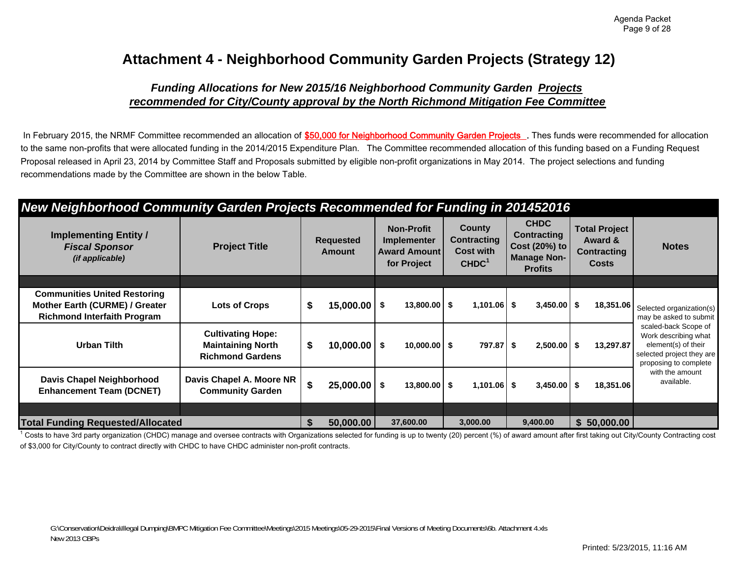# Attachment 4 - Neighborhood Community Garden Projects (Strategy 12)

### *Funding Allocations for New 2015/16 Neighborhood Community Garden Projects recommended for City/County approval by the North Richmond Mitigation Fee Committee*

In February 2015, the NRMF Committee recommended an allocation of **$50,000 for Neighborhood Community Garden Projects** . Thes funds were recommended for allocation to the same non-profits that were allocated funding in the 2014/2015 Expenditure Plan. The Committee recommended allocation of this funding based on a Funding Request Proposal released in April 23, 2014 by Committee Staff and Proposals submitted by eligible non-profit organizations in May 2014. The project selections and funding recommendations made by the Committee are shown in the below Table.

**New Neighborhood Community Garden Projects Recommended for Funding in 201452016**

| Implementing Entity / *Fiscal Sponsor* *(if applicable)* | Project Title | Requested Amount | Non-Profit Implementer Award Amount for Project | County Contracting Cost with CHDC[1] | CHDC Contracting Cost (20%) to Manage Non-Profits | Total Project Award & Contracting Costs | Notes |
|---|---|---|---|---|---|---|---|
| Communities United Restoring Mother Earth (CURME) / Greater Richmond Interfaith Program | Lots of Crops | $ 15,000.00 | $ 13,800.00 | $ 1,101.06 | $ 3,450.00 | $ 18,351.06 | Selected organization(s) may be asked to submit scaled-back Scope of Work describing what element(s) of their selected project they are proposing to complete with the amount available. |
| Urban Tilth | Cultivating Hope: Maintaining North Richmond Gardens | $ 10,000.00 | $ 10,000.00 | $ 797.87 | $ 2,500.00 | $ 13,297.87 | |
| Davis Chapel Neighborhood Enhancement Team (DCNET) | Davis Chapel A. Moore NR Community Garden | $ 25,000.00 | $ 13,800.00 | $ 1,101.06 | $ 3,450.00 | $ 18,351.06 | |
| **Total Funding Requested/Allocated** | | $ 50,000.00 | 37,600.00 | 3,000.00 | 9,400.00 | $ 50,000.00 | |

[1] Costs to have 3rd party organization (CHDC) manage and oversee contracts with Organizations selected for funding is up to twenty (20) percent (%) of award amount after first taking out City/County Contracting cost of $3,000 for City/County to contract directly with CHDC to have CHDC administer non-profit contracts.

G:\Conservation\Deidra\Illegal Dumping\BMPC Mitigation Fee Committee\Meetings\2015 Meetings\05-29-2015\Final Versions of Meeting Documents\6b. Attachment 4.xls
New 2013 CBPs

Printed: 5/23/2015, 11:16 AM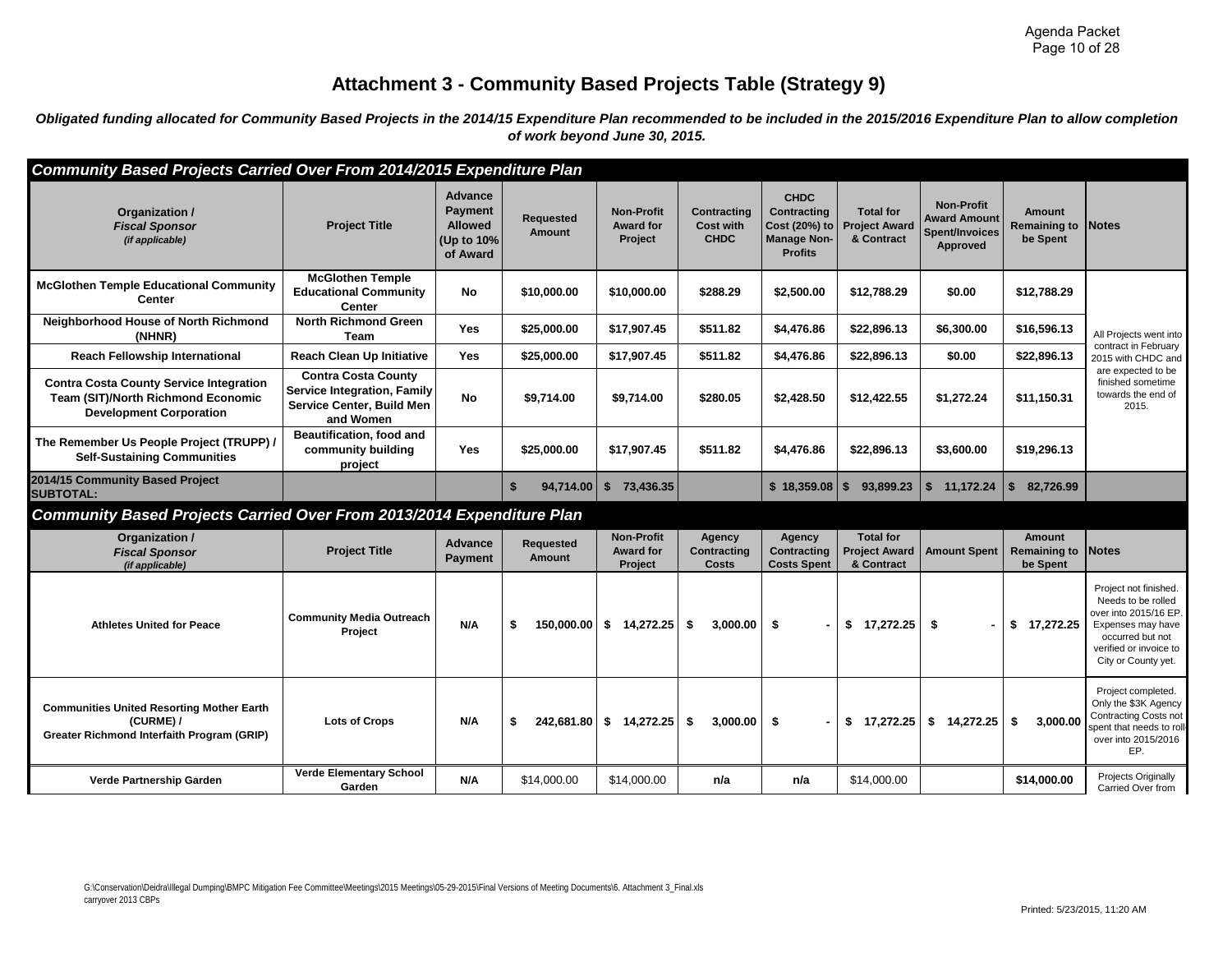# Attachment 3 - Community Based Projects Table (Strategy 9)

***Obligated funding allocated for Community Based Projects in the 2014/15 Expenditure Plan recommended to be included in the 2015/2016 Expenditure Plan to allow completion of work beyond June 30, 2015.***

***Community Based Projects Carried Over From 2014/2015 Expenditure Plan***

| Organization / *Fiscal Sponsor* *(if applicable)* | Project Title | Advance Payment Allowed (Up to 10% of Award | Requested Amount | Non-Profit Award for Project | Contracting Cost with CHDC | CHDC Contracting Cost (20%) to Manage Non-Profits | Total for Project Award & Contract | Non-Profit Award Amount Spent/Invoices Approved | Amount Remaining to be Spent | Notes |
|---|---|---|---|---|---|---|---|---|---|---|
| McGlothen Temple Educational Community Center | McGlothen Temple Educational Community Center | No | $10,000.00 | $10,000.00 | $288.29 | $2,500.00 | $12,788.29 | $0.00 | $12,788.29 | All Projects went into contract in February 2015 with CHDC and are expected to be finished sometime towards the end of 2015. |
| Neighborhood House of North Richmond (NHNR) | North Richmond Green Team | Yes | $25,000.00 | $17,907.45 | $511.82 | $4,476.86 | $22,896.13 | $6,300.00 | $16,596.13 | |
| Reach Fellowship International | Reach Clean Up Initiative | Yes | $25,000.00 | $17,907.45 | $511.82 | $4,476.86 | $22,896.13 | $0.00 | $22,896.13 | |
| Contra Costa County Service Integration Team (SIT)/North Richmond Economic Development Corporation | Contra Costa County Service Integration, Family Service Center, Build Men and Women | No | $9,714.00 | $9,714.00 | $280.05 | $2,428.50 | $12,422.55 | $1,272.24 | $11,150.31 | |
| The Remember Us People Project (TRUPP) / Self-Sustaining Communities | Beautification, food and community building project | Yes | $25,000.00 | $17,907.45 | $511.82 | $4,476.86 | $22,896.13 | $3,600.00 | $19,296.13 | |
| **2014/15 Community Based Project SUBTOTAL:** | | | **$ 94,714.00** | **$ 73,436.35** | | **$ 18,359.08** | **$ 93,899.23** | **$ 11,172.24** | **$ 82,726.99** | |

***Community Based Projects Carried Over From 2013/2014 Expenditure Plan***

| Organization / *Fiscal Sponsor* *(if applicable)* | Project Title | Advance Payment | Requested Amount | Non-Profit Award for Project | Agency Contracting Costs | Agency Contracting Costs Spent | Total for Project Award & Contract | Amount Spent | Amount Remaining to be Spent | Notes |
|---|---|---|---|---|---|---|---|---|---|---|
| Athletes United for Peace | Community Media Outreach Project | N/A | $ 150,000.00 | $ 14,272.25 | $ 3,000.00 | $ - | $ 17,272.25 | $ - | $ 17,272.25 | Project not finished. Needs to be rolled over into 2015/16 EP. Expenses may have occurred but not verified or invoice to City or County yet. |
| Communities United Resorting Mother Earth (CURME) / Greater Richmond Interfaith Program (GRIP) | Lots of Crops | N/A | $ 242,681.80 | $ 14,272.25 | $ 3,000.00 | $ - | $ 17,272.25 | $ 14,272.25 | $ 3,000.00 | Project completed. Only the $3K Agency Contracting Costs not spent that needs to roll-over into 2015/2016 EP. |
| Verde Partnership Garden | Verde Elementary School Garden | N/A | $14,000.00 | $14,000.00 | n/a | n/a | $14,000.00 | | $14,000.00 | Projects Originally Carried Over from |

G:\Conservation\Deidra\Illegal Dumping\BMPC Mitigation Fee Committee\Meetings\2015 Meetings\05-29-2015\Final Versions of Meeting Documents\6. Attachment 3_Final.xls
carryover 2013 CBPs

Printed: 5/23/2015, 11:20 AM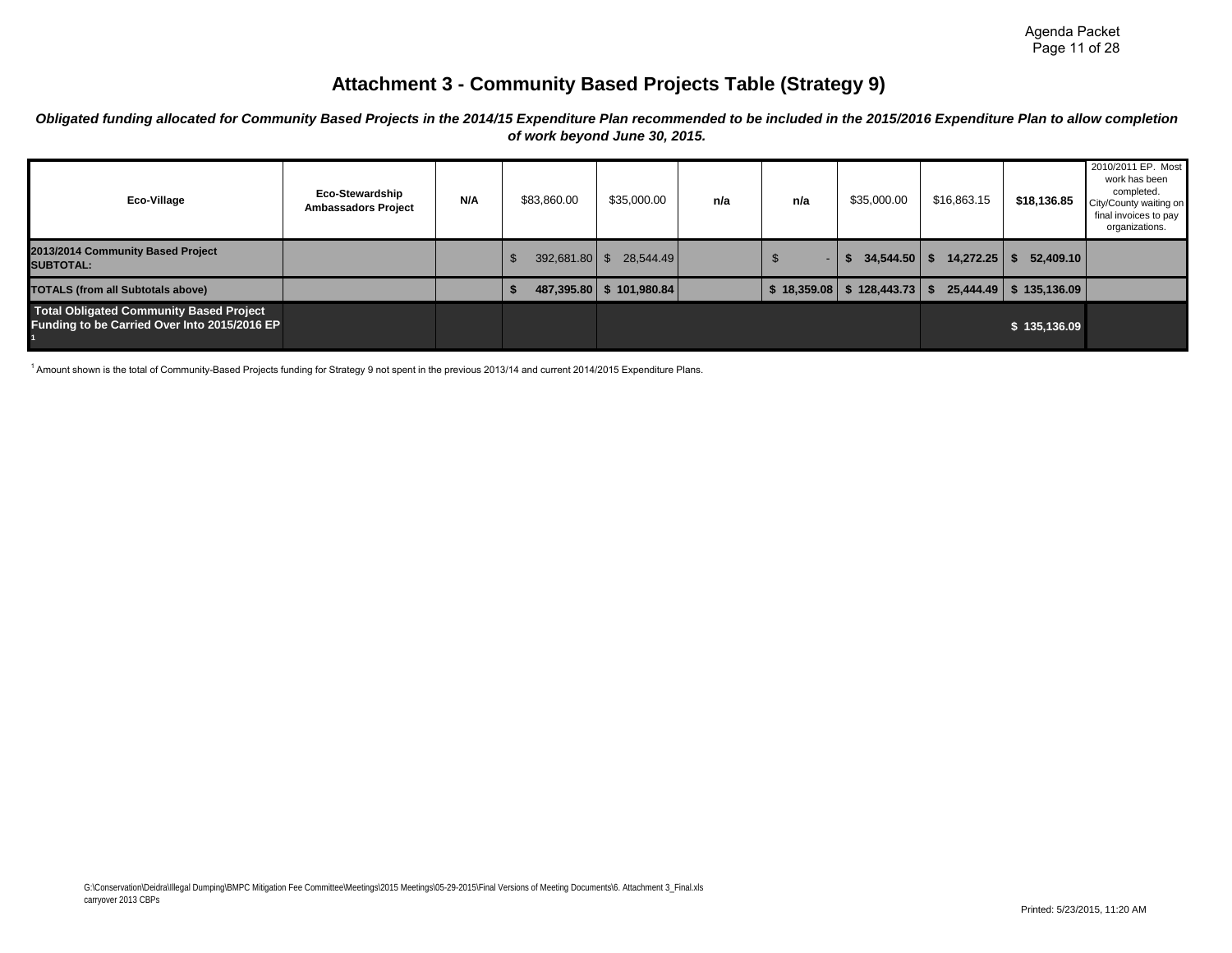# Attachment 3 - Community Based Projects Table (Strategy 9)

***Obligated funding allocated for Community Based Projects in the 2014/15 Expenditure Plan recommended to be included in the 2015/2016 Expenditure Plan to allow completion of work beyond June 30, 2015.***

| | | | | | | | | | | |
|---|---|---|---|---|---|---|---|---|---|---|
| **Eco-Village** | **Eco-Stewardship Ambassadors Project** | **N/A** | $83,860.00 | $35,000.00 | **n/a** | **n/a** | $35,000.00 | $16,863.15 | **$18,136.85** | 2010/2011 EP. Most work has been completed. City/County waiting on final invoices to pay organizations. |
| **2013/2014 Community Based Project SUBTOTAL:** | | | $ 392,681.80 | $ 28,544.49 | | $ - | **$ 34,544.50** | **$ 14,272.25** | **$ 52,409.10** | |
| **TOTALS (from all Subtotals above)** | | | **$ 487,395.80** | **$ 101,980.84** | | **$ 18,359.08** | **$ 128,443.73** | **$ 25,444.49** | **$ 135,136.09** | |
| **Total Obligated Community Based Project Funding to be Carried Over Into 2015/2016 EP [1]** | | | | | | | | | **$ 135,136.09** | |

[1] Amount shown is the total of Community-Based Projects funding for Strategy 9 not spent in the previous 2013/14 and current 2014/2015 Expenditure Plans.

G:\Conservation\Deidra\Illegal Dumping\BMPC Mitigation Fee Committee\Meetings\2015 Meetings\05-29-2015\Final Versions of Meeting Documents\6. Attachment 3_Final.xls
carryover 2013 CBPs

Printed: 5/23/2015, 11:20 AM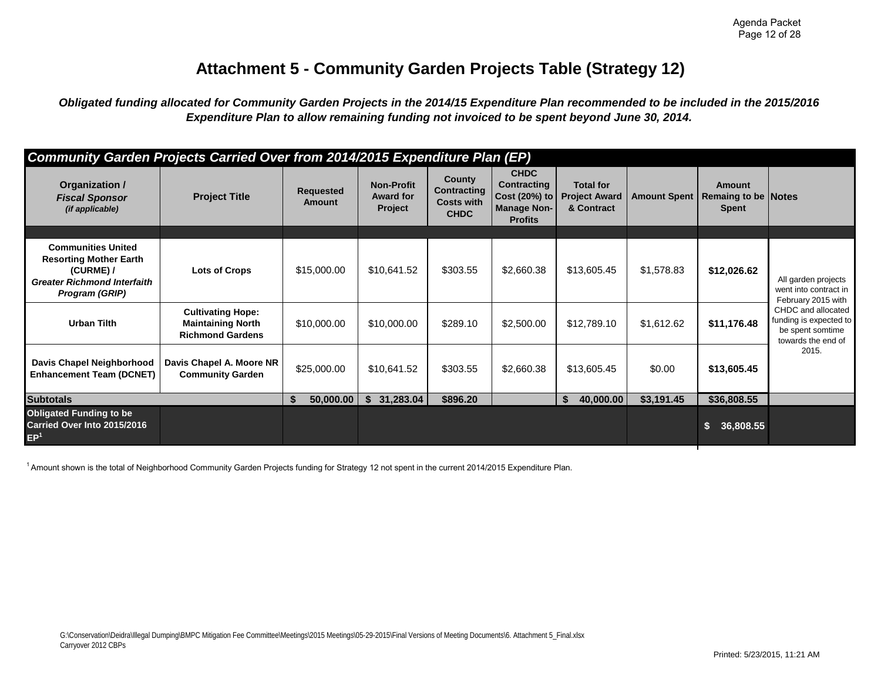# Attachment 5 - Community Garden Projects Table (Strategy 12)

***Obligated funding allocated for Community Garden Projects in the 2014/15 Expenditure Plan recommended to be included in the 2015/2016 Expenditure Plan to allow remaining funding not invoiced to be spent beyond June 30, 2014.***

| ***Community Garden Projects Carried Over from 2014/2015 Expenditure Plan (EP)*** | | | | | | | | | |
|---|---|---|---|---|---|---|---|---|---|
| **Organization /** ***Fiscal Sponsor*** ***(if applicable)*** | **Project Title** | **Requested Amount** | **Non-Profit Award for Project** | **County Contracting Costs with CHDC** | **CHDC Contracting Cost (20%) to Manage Non-Profits** | **Total for Project Award & Contract** | **Amount Spent** | **Amount Remaing to be Spent** | **Notes** |
| **Communities United Resorting Mother Earth (CURME) /** ***Greater Richmond Interfaith Program (GRIP)*** | **Lots of Crops** | $15,000.00 | $10,641.52 | $303.55 | $2,660.38 | $13,605.45 | $1,578.83 | **$12,026.62** | All garden projects went into contract in February 2015 with CHDC and allocated funding is expected to be spent somtime towards the end of 2015. |
| **Urban Tilth** | **Cultivating Hope: Maintaining North Richmond Gardens** | $10,000.00 | $10,000.00 | $289.10 | $2,500.00 | $12,789.10 | $1,612.62 | **$11,176.48** | |
| **Davis Chapel Neighborhood Enhancement Team (DCNET)** | **Davis Chapel A. Moore NR Community Garden** | $25,000.00 | $10,641.52 | $303.55 | $2,660.38 | $13,605.45 | $0.00 | **$13,605.45** | |
| **Subtotals** | | **$ 50,000.00** | **$ 31,283.04** | **$896.20** | | **$ 40,000.00** | **$3,191.45** | **$36,808.55** | |
| **Obligated Funding to be Carried Over Into 2015/2016 EP[1]** | | | | | | | | **$ 36,808.55** | |

[1] Amount shown is the total of Neighborhood Community Garden Projects funding for Strategy 12 not spent in the current 2014/2015 Expenditure Plan.

G:\Conservation\Deidra\Illegal Dumping\BMPC Mitigation Fee Committee\Meetings\2015 Meetings\05-29-2015\Final Versions of Meeting Documents\6. Attachment 5_Final.xlsx
Carryover 2012 CBPs

Printed: 5/23/2015, 11:21 AM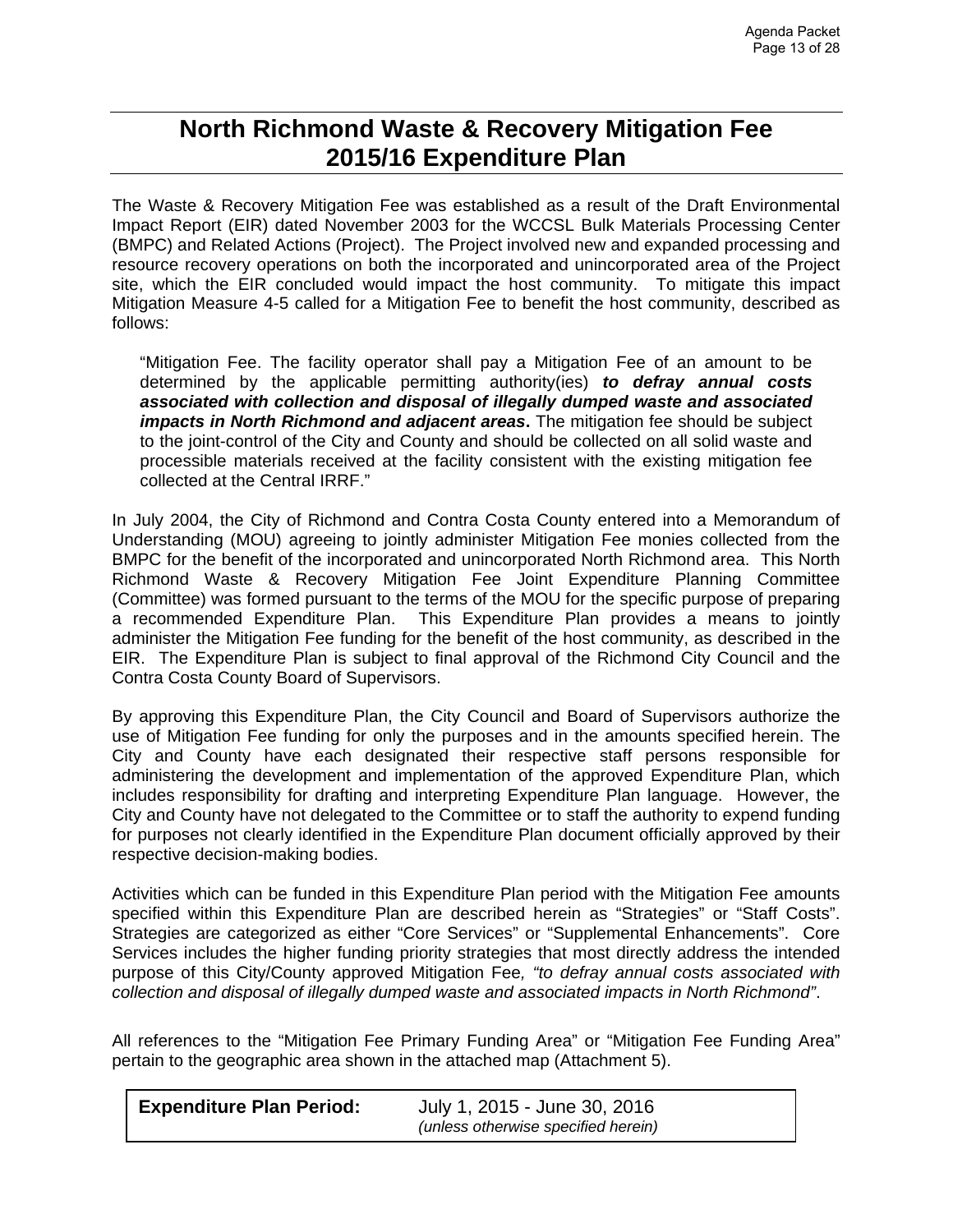# North Richmond Waste & Recovery Mitigation Fee 2015/16 Expenditure Plan

The Waste & Recovery Mitigation Fee was established as a result of the Draft Environmental Impact Report (EIR) dated November 2003 for the WCCSL Bulk Materials Processing Center (BMPC) and Related Actions (Project). The Project involved new and expanded processing and resource recovery operations on both the incorporated and unincorporated area of the Project site, which the EIR concluded would impact the host community. To mitigate this impact Mitigation Measure 4-5 called for a Mitigation Fee to benefit the host community, described as follows:

> "Mitigation Fee. The facility operator shall pay a Mitigation Fee of an amount to be determined by the applicable permitting authority(ies) ***to defray annual costs associated with collection and disposal of illegally dumped waste and associated impacts in North Richmond and adjacent areas*.** The mitigation fee should be subject to the joint-control of the City and County and should be collected on all solid waste and processible materials received at the facility consistent with the existing mitigation fee collected at the Central IRRF."

In July 2004, the City of Richmond and Contra Costa County entered into a Memorandum of Understanding (MOU) agreeing to jointly administer Mitigation Fee monies collected from the BMPC for the benefit of the incorporated and unincorporated North Richmond area. This North Richmond Waste & Recovery Mitigation Fee Joint Expenditure Planning Committee (Committee) was formed pursuant to the terms of the MOU for the specific purpose of preparing a recommended Expenditure Plan. This Expenditure Plan provides a means to jointly administer the Mitigation Fee funding for the benefit of the host community, as described in the EIR. The Expenditure Plan is subject to final approval of the Richmond City Council and the Contra Costa County Board of Supervisors.

By approving this Expenditure Plan, the City Council and Board of Supervisors authorize the use of Mitigation Fee funding for only the purposes and in the amounts specified herein. The City and County have each designated their respective staff persons responsible for administering the development and implementation of the approved Expenditure Plan, which includes responsibility for drafting and interpreting Expenditure Plan language. However, the City and County have not delegated to the Committee or to staff the authority to expend funding for purposes not clearly identified in the Expenditure Plan document officially approved by their respective decision-making bodies.

Activities which can be funded in this Expenditure Plan period with the Mitigation Fee amounts specified within this Expenditure Plan are described herein as "Strategies" or "Staff Costs". Strategies are categorized as either "Core Services" or "Supplemental Enhancements". Core Services includes the higher funding priority strategies that most directly address the intended purpose of this City/County approved Mitigation Fee*, "to defray annual costs associated with collection and disposal of illegally dumped waste and associated impacts in North Richmond"*.

All references to the "Mitigation Fee Primary Funding Area" or "Mitigation Fee Funding Area" pertain to the geographic area shown in the attached map (Attachment 5).

| **Expenditure Plan Period:** | July 1, 2015 - June 30, 2016 *(unless otherwise specified herein)* |
|---|---|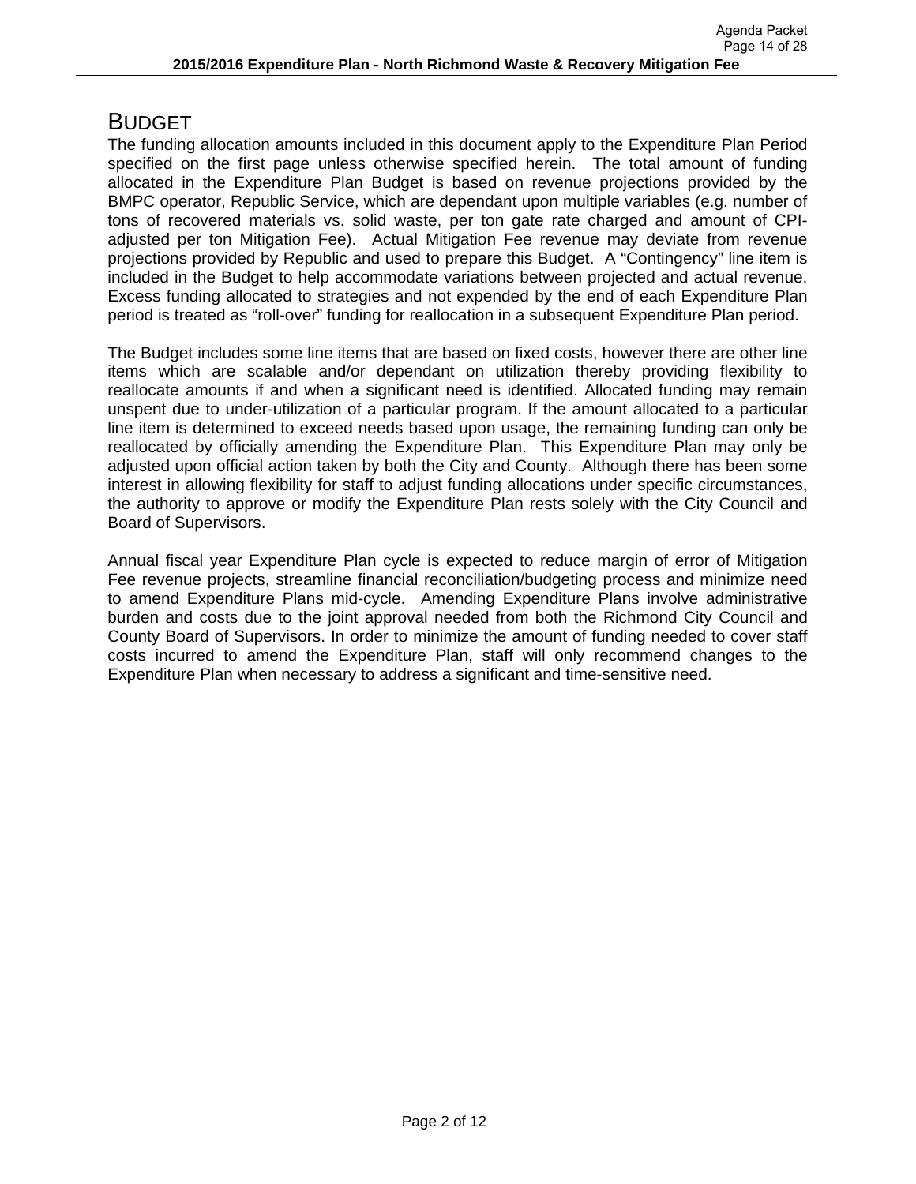## BUDGET

The funding allocation amounts included in this document apply to the Expenditure Plan Period specified on the first page unless otherwise specified herein. The total amount of funding allocated in the Expenditure Plan Budget is based on revenue projections provided by the BMPC operator, Republic Service, which are dependant upon multiple variables (e.g. number of tons of recovered materials vs. solid waste, per ton gate rate charged and amount of CPI-adjusted per ton Mitigation Fee). Actual Mitigation Fee revenue may deviate from revenue projections provided by Republic and used to prepare this Budget. A "Contingency" line item is included in the Budget to help accommodate variations between projected and actual revenue. Excess funding allocated to strategies and not expended by the end of each Expenditure Plan period is treated as "roll-over" funding for reallocation in a subsequent Expenditure Plan period.

The Budget includes some line items that are based on fixed costs, however there are other line items which are scalable and/or dependant on utilization thereby providing flexibility to reallocate amounts if and when a significant need is identified. Allocated funding may remain unspent due to under-utilization of a particular program. If the amount allocated to a particular line item is determined to exceed needs based upon usage, the remaining funding can only be reallocated by officially amending the Expenditure Plan. This Expenditure Plan may only be adjusted upon official action taken by both the City and County. Although there has been some interest in allowing flexibility for staff to adjust funding allocations under specific circumstances, the authority to approve or modify the Expenditure Plan rests solely with the City Council and Board of Supervisors.

Annual fiscal year Expenditure Plan cycle is expected to reduce margin of error of Mitigation Fee revenue projects, streamline financial reconciliation/budgeting process and minimize need to amend Expenditure Plans mid-cycle. Amending Expenditure Plans involve administrative burden and costs due to the joint approval needed from both the Richmond City Council and County Board of Supervisors. In order to minimize the amount of funding needed to cover staff costs incurred to amend the Expenditure Plan, staff will only recommend changes to the Expenditure Plan when necessary to address a significant and time-sensitive need.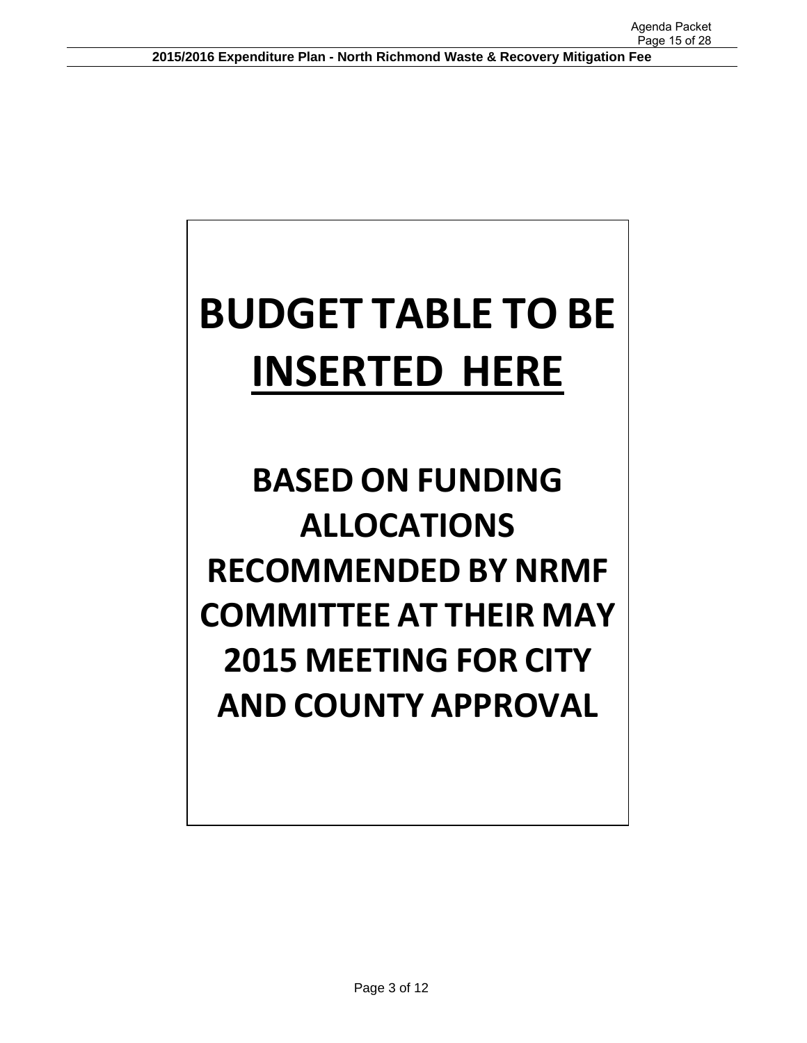**BUDGET TABLE TO BE INSERTED HERE**

**BASED ON FUNDING ALLOCATIONS RECOMMENDED BY NRMF COMMITTEE AT THEIR MAY 2015 MEETING FOR CITY AND COUNTY APPROVAL**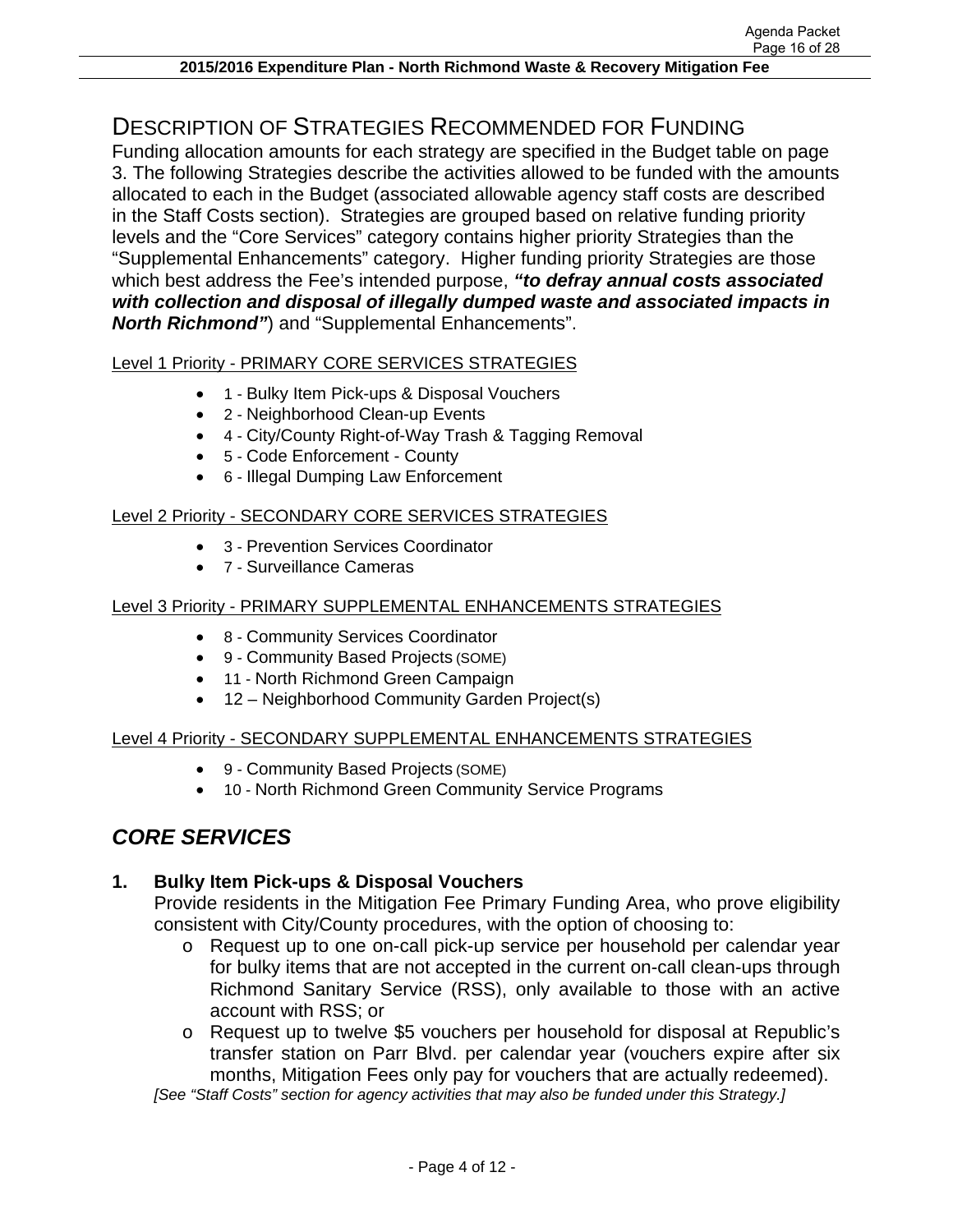## DESCRIPTION OF STRATEGIES RECOMMENDED FOR FUNDING

Funding allocation amounts for each strategy are specified in the Budget table on page 3. The following Strategies describe the activities allowed to be funded with the amounts allocated to each in the Budget (associated allowable agency staff costs are described in the Staff Costs section). Strategies are grouped based on relative funding priority levels and the "Core Services" category contains higher priority Strategies than the "Supplemental Enhancements" category. Higher funding priority Strategies are those which best address the Fee's intended purpose, ***"to defray annual costs associated with collection and disposal of illegally dumped waste and associated impacts in North Richmond"***) and "Supplemental Enhancements".

Level 1 Priority - PRIMARY CORE SERVICES STRATEGIES

- 1 - Bulky Item Pick-ups & Disposal Vouchers
- 2 - Neighborhood Clean-up Events
- 4 - City/County Right-of-Way Trash & Tagging Removal
- 5 - Code Enforcement - County
- 6 - Illegal Dumping Law Enforcement

Level 2 Priority - SECONDARY CORE SERVICES STRATEGIES

- 3 - Prevention Services Coordinator
- 7 - Surveillance Cameras

Level 3 Priority - PRIMARY SUPPLEMENTAL ENHANCEMENTS STRATEGIES

- 8 - Community Services Coordinator
- 9 - Community Based Projects (SOME)
- 11 - North Richmond Green Campaign
- 12 – Neighborhood Community Garden Project(s)

Level 4 Priority - SECONDARY SUPPLEMENTAL ENHANCEMENTS STRATEGIES

- 9 - Community Based Projects (SOME)
- 10 - North Richmond Green Community Service Programs

## *CORE SERVICES*

### 1. Bulky Item Pick-ups & Disposal Vouchers

Provide residents in the Mitigation Fee Primary Funding Area, who prove eligibility consistent with City/County procedures, with the option of choosing to:

- Request up to one on-call pick-up service per household per calendar year for bulky items that are not accepted in the current on-call clean-ups through Richmond Sanitary Service (RSS), only available to those with an active account with RSS; or
- Request up to twelve $5 vouchers per household for disposal at Republic's transfer station on Parr Blvd. per calendar year (vouchers expire after six months, Mitigation Fees only pay for vouchers that are actually redeemed).

*[See "Staff Costs" section for agency activities that may also be funded under this Strategy.]*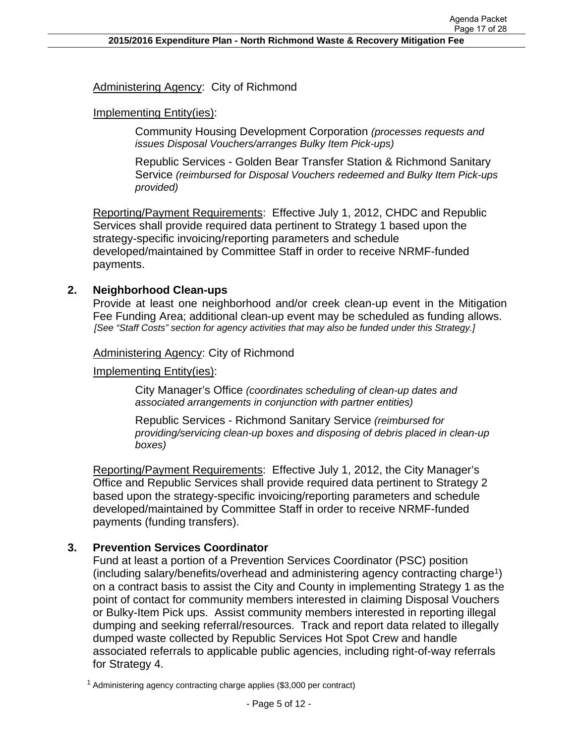Administering Agency: City of Richmond

Implementing Entity(ies):

Community Housing Development Corporation *(processes requests and issues Disposal Vouchers/arranges Bulky Item Pick-ups)*

Republic Services - Golden Bear Transfer Station & Richmond Sanitary Service *(reimbursed for Disposal Vouchers redeemed and Bulky Item Pick-ups provided)*

Reporting/Payment Requirements: Effective July 1, 2012, CHDC and Republic Services shall provide required data pertinent to Strategy 1 based upon the strategy-specific invoicing/reporting parameters and schedule developed/maintained by Committee Staff in order to receive NRMF-funded payments.

**2. Neighborhood Clean-ups**

Provide at least one neighborhood and/or creek clean-up event in the Mitigation Fee Funding Area; additional clean-up event may be scheduled as funding allows. *[See "Staff Costs" section for agency activities that may also be funded under this Strategy.]*

Administering Agency: City of Richmond

Implementing Entity(ies):

City Manager's Office *(coordinates scheduling of clean-up dates and associated arrangements in conjunction with partner entities)*

Republic Services - Richmond Sanitary Service *(reimbursed for providing/servicing clean-up boxes and disposing of debris placed in clean-up boxes)*

Reporting/Payment Requirements: Effective July 1, 2012, the City Manager's Office and Republic Services shall provide required data pertinent to Strategy 2 based upon the strategy-specific invoicing/reporting parameters and schedule developed/maintained by Committee Staff in order to receive NRMF-funded payments (funding transfers).

**3. Prevention Services Coordinator**

Fund at least a portion of a Prevention Services Coordinator (PSC) position (including salary/benefits/overhead and administering agency contracting charge[1]) on a contract basis to assist the City and County in implementing Strategy 1 as the point of contact for community members interested in claiming Disposal Vouchers or Bulky-Item Pick ups. Assist community members interested in reporting illegal dumping and seeking referral/resources. Track and report data related to illegally dumped waste collected by Republic Services Hot Spot Crew and handle associated referrals to applicable public agencies, including right-of-way referrals for Strategy 4.

[1] Administering agency contracting charge applies ($3,000 per contract)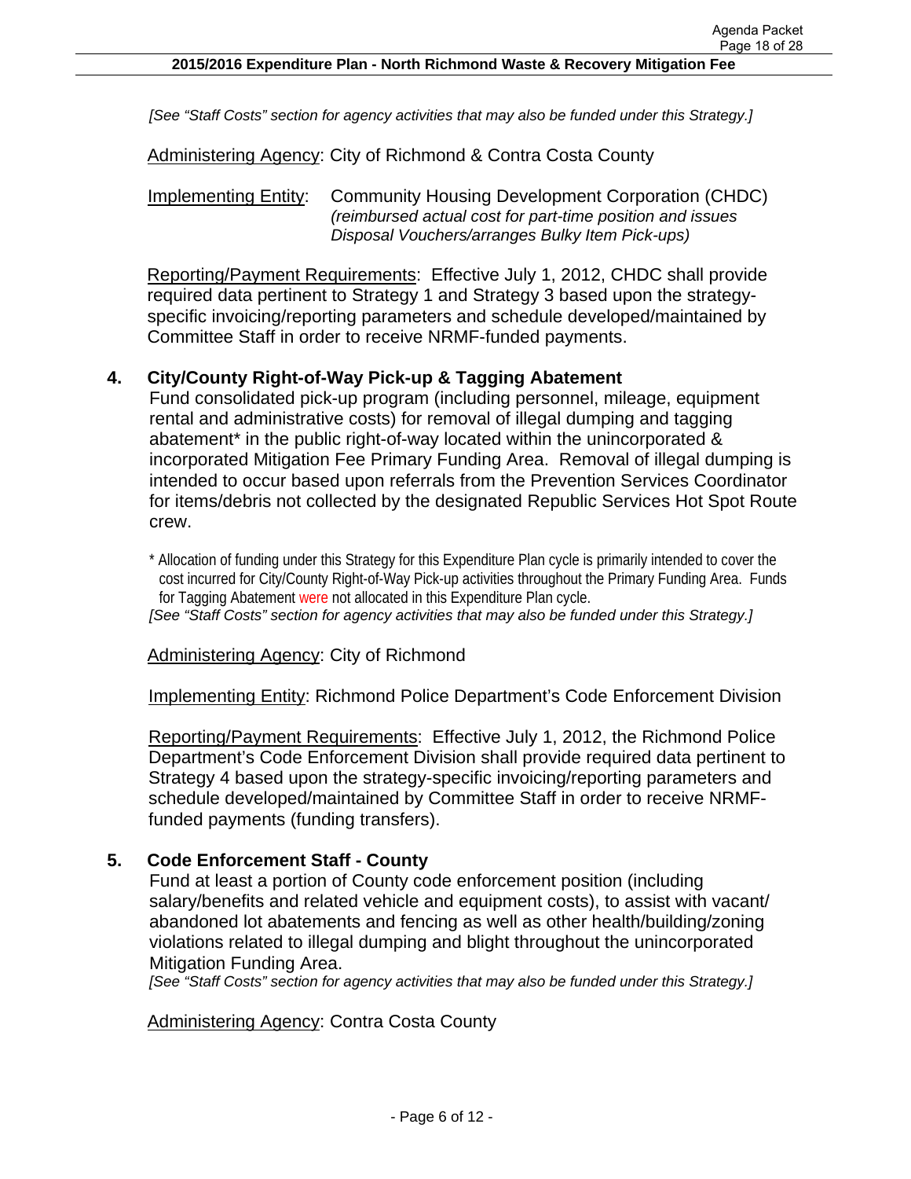*[See "Staff Costs" section for agency activities that may also be funded under this Strategy.]*

Administering Agency: City of Richmond & Contra Costa County

Implementing Entity: Community Housing Development Corporation (CHDC) *(reimbursed actual cost for part-time position and issues Disposal Vouchers/arranges Bulky Item Pick-ups)*

Reporting/Payment Requirements: Effective July 1, 2012, CHDC shall provide required data pertinent to Strategy 1 and Strategy 3 based upon the strategy-specific invoicing/reporting parameters and schedule developed/maintained by Committee Staff in order to receive NRMF-funded payments.

**4. City/County Right-of-Way Pick-up & Tagging Abatement**

Fund consolidated pick-up program (including personnel, mileage, equipment rental and administrative costs) for removal of illegal dumping and tagging abatement* in the public right-of-way located within the unincorporated & incorporated Mitigation Fee Primary Funding Area. Removal of illegal dumping is intended to occur based upon referrals from the Prevention Services Coordinator for items/debris not collected by the designated Republic Services Hot Spot Route crew.

\* Allocation of funding under this Strategy for this Expenditure Plan cycle is primarily intended to cover the cost incurred for City/County Right-of-Way Pick-up activities throughout the Primary Funding Area. Funds for Tagging Abatement were not allocated in this Expenditure Plan cycle.

*[See "Staff Costs" section for agency activities that may also be funded under this Strategy.]*

Administering Agency: City of Richmond

Implementing Entity: Richmond Police Department's Code Enforcement Division

Reporting/Payment Requirements: Effective July 1, 2012, the Richmond Police Department's Code Enforcement Division shall provide required data pertinent to Strategy 4 based upon the strategy-specific invoicing/reporting parameters and schedule developed/maintained by Committee Staff in order to receive NRMF-funded payments (funding transfers).

**5. Code Enforcement Staff - County**

Fund at least a portion of County code enforcement position (including salary/benefits and related vehicle and equipment costs), to assist with vacant/ abandoned lot abatements and fencing as well as other health/building/zoning violations related to illegal dumping and blight throughout the unincorporated Mitigation Funding Area.

*[See "Staff Costs" section for agency activities that may also be funded under this Strategy.]*

Administering Agency: Contra Costa County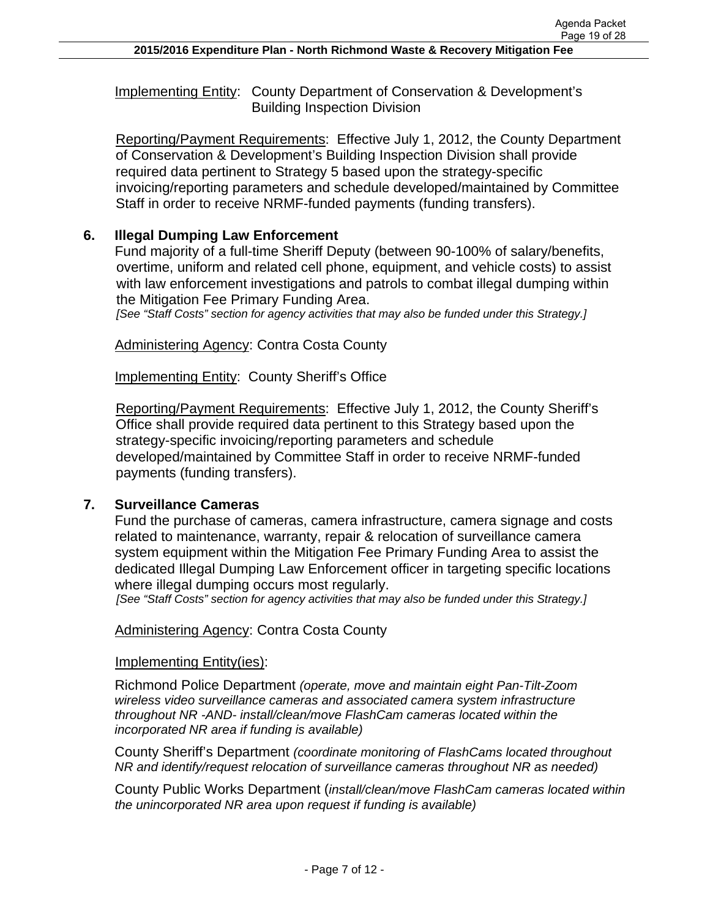Implementing Entity: County Department of Conservation & Development's Building Inspection Division

Reporting/Payment Requirements: Effective July 1, 2012, the County Department of Conservation & Development's Building Inspection Division shall provide required data pertinent to Strategy 5 based upon the strategy-specific invoicing/reporting parameters and schedule developed/maintained by Committee Staff in order to receive NRMF-funded payments (funding transfers).

**6. Illegal Dumping Law Enforcement**

Fund majority of a full-time Sheriff Deputy (between 90-100% of salary/benefits, overtime, uniform and related cell phone, equipment, and vehicle costs) to assist with law enforcement investigations and patrols to combat illegal dumping within the Mitigation Fee Primary Funding Area.
*[See "Staff Costs" section for agency activities that may also be funded under this Strategy.]*

Administering Agency: Contra Costa County

Implementing Entity: County Sheriff's Office

Reporting/Payment Requirements: Effective July 1, 2012, the County Sheriff's Office shall provide required data pertinent to this Strategy based upon the strategy-specific invoicing/reporting parameters and schedule developed/maintained by Committee Staff in order to receive NRMF-funded payments (funding transfers).

**7. Surveillance Cameras**

Fund the purchase of cameras, camera infrastructure, camera signage and costs related to maintenance, warranty, repair & relocation of surveillance camera system equipment within the Mitigation Fee Primary Funding Area to assist the dedicated Illegal Dumping Law Enforcement officer in targeting specific locations where illegal dumping occurs most regularly.
*[See "Staff Costs" section for agency activities that may also be funded under this Strategy.]*

Administering Agency: Contra Costa County

Implementing Entity(ies):

Richmond Police Department *(operate, move and maintain eight Pan-Tilt-Zoom wireless video surveillance cameras and associated camera system infrastructure throughout NR -AND- install/clean/move FlashCam cameras located within the incorporated NR area if funding is available)*

County Sheriff's Department *(coordinate monitoring of FlashCams located throughout NR and identify/request relocation of surveillance cameras throughout NR as needed)*

County Public Works Department (*install/clean/move FlashCam cameras located within the unincorporated NR area upon request if funding is available)*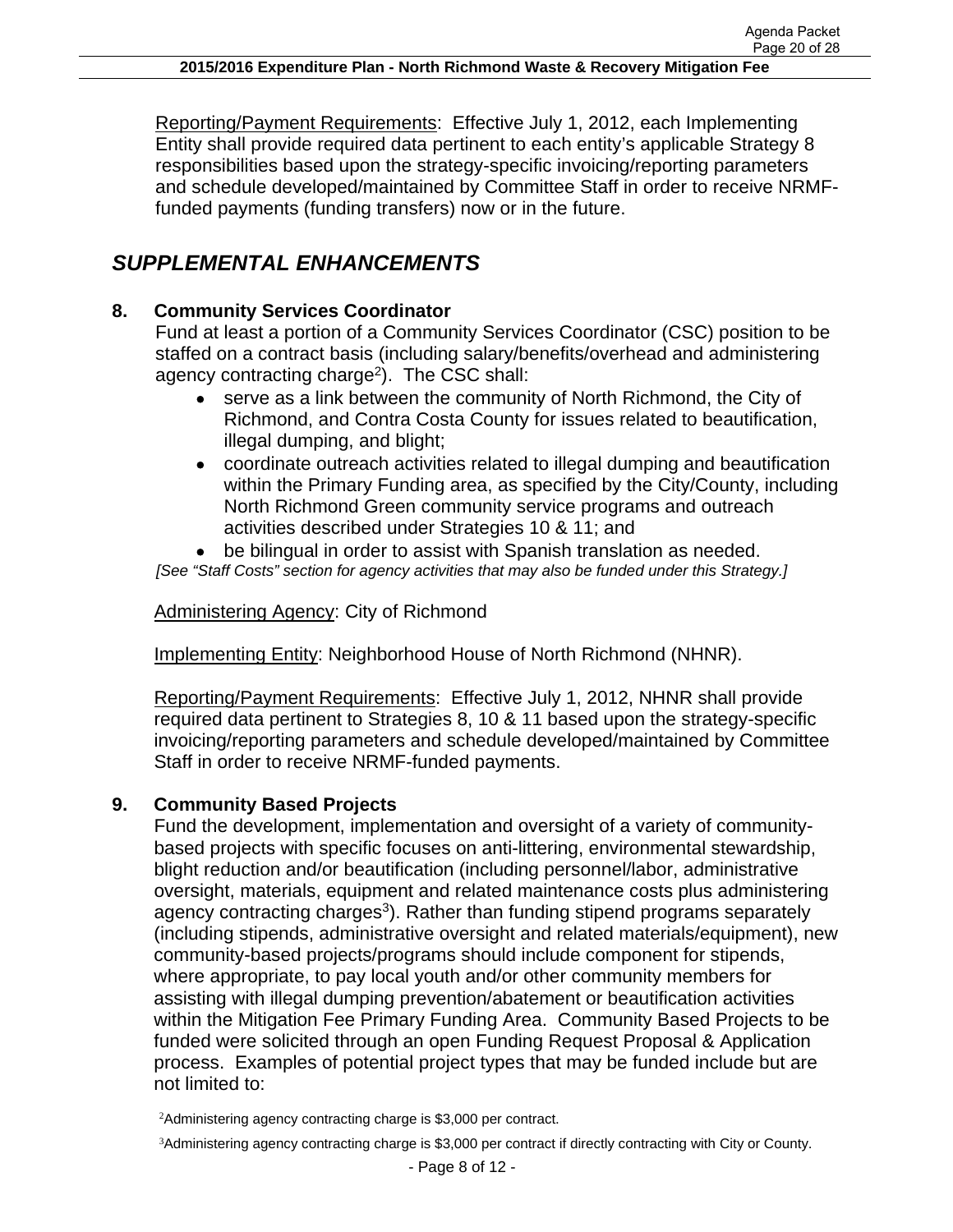Reporting/Payment Requirements: Effective July 1, 2012, each Implementing Entity shall provide required data pertinent to each entity's applicable Strategy 8 responsibilities based upon the strategy-specific invoicing/reporting parameters and schedule developed/maintained by Committee Staff in order to receive NRMF-funded payments (funding transfers) now or in the future.

## *SUPPLEMENTAL ENHANCEMENTS*

### 8. Community Services Coordinator

Fund at least a portion of a Community Services Coordinator (CSC) position to be staffed on a contract basis (including salary/benefits/overhead and administering agency contracting charge[2]). The CSC shall:

- serve as a link between the community of North Richmond, the City of Richmond, and Contra Costa County for issues related to beautification, illegal dumping, and blight;
- coordinate outreach activities related to illegal dumping and beautification within the Primary Funding area, as specified by the City/County, including North Richmond Green community service programs and outreach activities described under Strategies 10 & 11; and
- be bilingual in order to assist with Spanish translation as needed.

*[See "Staff Costs" section for agency activities that may also be funded under this Strategy.]*

Administering Agency: City of Richmond

Implementing Entity: Neighborhood House of North Richmond (NHNR).

Reporting/Payment Requirements: Effective July 1, 2012, NHNR shall provide required data pertinent to Strategies 8, 10 & 11 based upon the strategy-specific invoicing/reporting parameters and schedule developed/maintained by Committee Staff in order to receive NRMF-funded payments.

### 9. Community Based Projects

Fund the development, implementation and oversight of a variety of community-based projects with specific focuses on anti-littering, environmental stewardship, blight reduction and/or beautification (including personnel/labor, administrative oversight, materials, equipment and related maintenance costs plus administering agency contracting charges[3]). Rather than funding stipend programs separately (including stipends, administrative oversight and related materials/equipment), new community-based projects/programs should include component for stipends, where appropriate, to pay local youth and/or other community members for assisting with illegal dumping prevention/abatement or beautification activities within the Mitigation Fee Primary Funding Area. Community Based Projects to be funded were solicited through an open Funding Request Proposal & Application process. Examples of potential project types that may be funded include but are not limited to:

[2]Administering agency contracting charge is $3,000 per contract.

[3]Administering agency contracting charge is $3,000 per contract if directly contracting with City or County.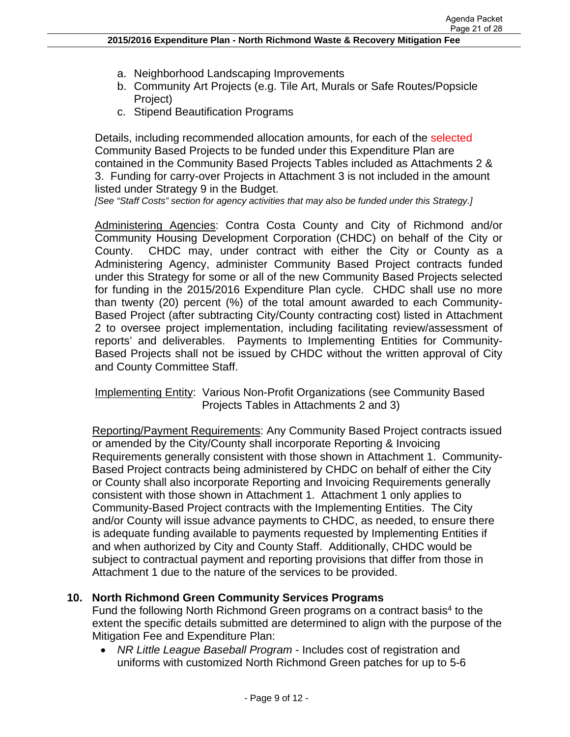a. Neighborhood Landscaping Improvements
b. Community Art Projects (e.g. Tile Art, Murals or Safe Routes/Popsicle Project)
c. Stipend Beautification Programs

Details, including recommended allocation amounts, for each of the selected Community Based Projects to be funded under this Expenditure Plan are contained in the Community Based Projects Tables included as Attachments 2 & 3. Funding for carry-over Projects in Attachment 3 is not included in the amount listed under Strategy 9 in the Budget.
*[See "Staff Costs" section for agency activities that may also be funded under this Strategy.]*

Administering Agencies: Contra Costa County and City of Richmond and/or Community Housing Development Corporation (CHDC) on behalf of the City or County. CHDC may, under contract with either the City or County as a Administering Agency, administer Community Based Project contracts funded under this Strategy for some or all of the new Community Based Projects selected for funding in the 2015/2016 Expenditure Plan cycle. CHDC shall use no more than twenty (20) percent (%) of the total amount awarded to each Community-Based Project (after subtracting City/County contracting cost) listed in Attachment 2 to oversee project implementation, including facilitating review/assessment of reports' and deliverables. Payments to Implementing Entities for Community-Based Projects shall not be issued by CHDC without the written approval of City and County Committee Staff.

Implementing Entity: Various Non-Profit Organizations (see Community Based Projects Tables in Attachments 2 and 3)

Reporting/Payment Requirements: Any Community Based Project contracts issued or amended by the City/County shall incorporate Reporting & Invoicing Requirements generally consistent with those shown in Attachment 1. Community-Based Project contracts being administered by CHDC on behalf of either the City or County shall also incorporate Reporting and Invoicing Requirements generally consistent with those shown in Attachment 1. Attachment 1 only applies to Community-Based Project contracts with the Implementing Entities. The City and/or County will issue advance payments to CHDC, as needed, to ensure there is adequate funding available to payments requested by Implementing Entities if and when authorized by City and County Staff. Additionally, CHDC would be subject to contractual payment and reporting provisions that differ from those in Attachment 1 due to the nature of the services to be provided.

### 10. North Richmond Green Community Services Programs

Fund the following North Richmond Green programs on a contract basis[4] to the extent the specific details submitted are determined to align with the purpose of the Mitigation Fee and Expenditure Plan:

- *NR Little League Baseball Program* - Includes cost of registration and uniforms with customized North Richmond Green patches for up to 5-6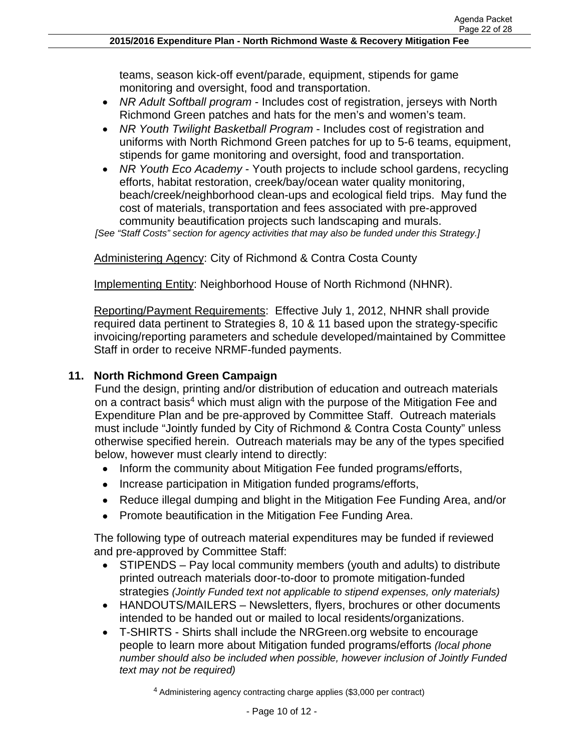teams, season kick-off event/parade, equipment, stipends for game monitoring and oversight, food and transportation.

- *NR Adult Softball program* - Includes cost of registration, jerseys with North Richmond Green patches and hats for the men's and women's team.
- *NR Youth Twilight Basketball Program* - Includes cost of registration and uniforms with North Richmond Green patches for up to 5-6 teams, equipment, stipends for game monitoring and oversight, food and transportation.
- *NR Youth Eco Academy* - Youth projects to include school gardens, recycling efforts, habitat restoration, creek/bay/ocean water quality monitoring, beach/creek/neighborhood clean-ups and ecological field trips. May fund the cost of materials, transportation and fees associated with pre-approved community beautification projects such landscaping and murals.

*[See "Staff Costs" section for agency activities that may also be funded under this Strategy.]*

Administering Agency: City of Richmond & Contra Costa County

Implementing Entity: Neighborhood House of North Richmond (NHNR).

Reporting/Payment Requirements: Effective July 1, 2012, NHNR shall provide required data pertinent to Strategies 8, 10 & 11 based upon the strategy-specific invoicing/reporting parameters and schedule developed/maintained by Committee Staff in order to receive NRMF-funded payments.

## 11. North Richmond Green Campaign

Fund the design, printing and/or distribution of education and outreach materials on a contract basis[4] which must align with the purpose of the Mitigation Fee and Expenditure Plan and be pre-approved by Committee Staff. Outreach materials must include "Jointly funded by City of Richmond & Contra Costa County" unless otherwise specified herein. Outreach materials may be any of the types specified below, however must clearly intend to directly:

- Inform the community about Mitigation Fee funded programs/efforts,
- Increase participation in Mitigation funded programs/efforts,
- Reduce illegal dumping and blight in the Mitigation Fee Funding Area, and/or
- Promote beautification in the Mitigation Fee Funding Area.

The following type of outreach material expenditures may be funded if reviewed and pre-approved by Committee Staff:

- STIPENDS – Pay local community members (youth and adults) to distribute printed outreach materials door-to-door to promote mitigation-funded strategies *(Jointly Funded text not applicable to stipend expenses, only materials)*
- HANDOUTS/MAILERS – Newsletters, flyers, brochures or other documents intended to be handed out or mailed to local residents/organizations.
- T-SHIRTS - Shirts shall include the NRGreen.org website to encourage people to learn more about Mitigation funded programs/efforts *(local phone number should also be included when possible, however inclusion of Jointly Funded text may not be required)*

[4] Administering agency contracting charge applies ($3,000 per contract)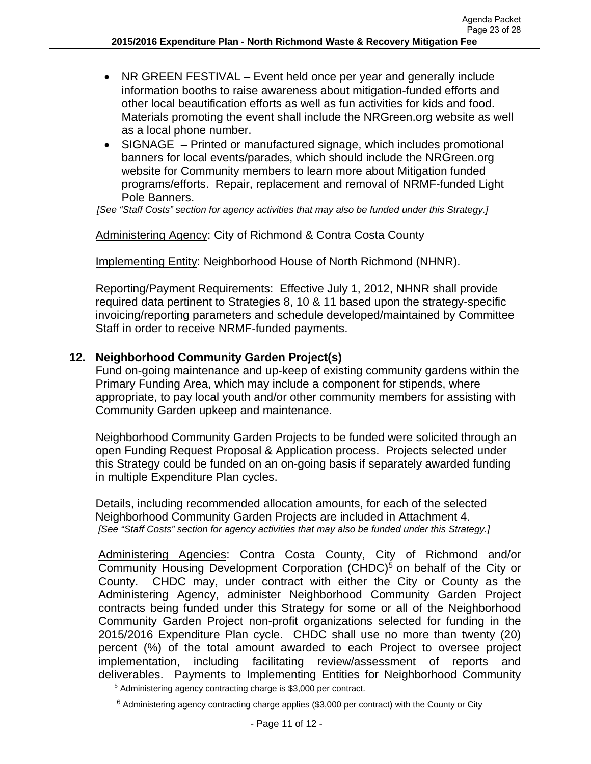- NR GREEN FESTIVAL – Event held once per year and generally include information booths to raise awareness about mitigation-funded efforts and other local beautification efforts as well as fun activities for kids and food. Materials promoting the event shall include the NRGreen.org website as well as a local phone number.
- SIGNAGE – Printed or manufactured signage, which includes promotional banners for local events/parades, which should include the NRGreen.org website for Community members to learn more about Mitigation funded programs/efforts. Repair, replacement and removal of NRMF-funded Light Pole Banners.

*[See "Staff Costs" section for agency activities that may also be funded under this Strategy.]*

Administering Agency: City of Richmond & Contra Costa County

Implementing Entity: Neighborhood House of North Richmond (NHNR).

Reporting/Payment Requirements: Effective July 1, 2012, NHNR shall provide required data pertinent to Strategies 8, 10 & 11 based upon the strategy-specific invoicing/reporting parameters and schedule developed/maintained by Committee Staff in order to receive NRMF-funded payments.

## 12. Neighborhood Community Garden Project(s)

Fund on-going maintenance and up-keep of existing community gardens within the Primary Funding Area, which may include a component for stipends, where appropriate, to pay local youth and/or other community members for assisting with Community Garden upkeep and maintenance.

Neighborhood Community Garden Projects to be funded were solicited through an open Funding Request Proposal & Application process. Projects selected under this Strategy could be funded on an on-going basis if separately awarded funding in multiple Expenditure Plan cycles.

Details, including recommended allocation amounts, for each of the selected Neighborhood Community Garden Projects are included in Attachment 4.
*[See "Staff Costs" section for agency activities that may also be funded under this Strategy.]*

Administering Agencies: Contra Costa County, City of Richmond and/or Community Housing Development Corporation (CHDC)[5] on behalf of the City or County. CHDC may, under contract with either the City or County as the Administering Agency, administer Neighborhood Community Garden Project contracts being funded under this Strategy for some or all of the Neighborhood Community Garden Project non-profit organizations selected for funding in the 2015/2016 Expenditure Plan cycle. CHDC shall use no more than twenty (20) percent (%) of the total amount awarded to each Project to oversee project implementation, including facilitating review/assessment of reports and deliverables. Payments to Implementing Entities for Neighborhood Community

[5] Administering agency contracting charge is $3,000 per contract.

[6] Administering agency contracting charge applies ($3,000 per contract) with the County or City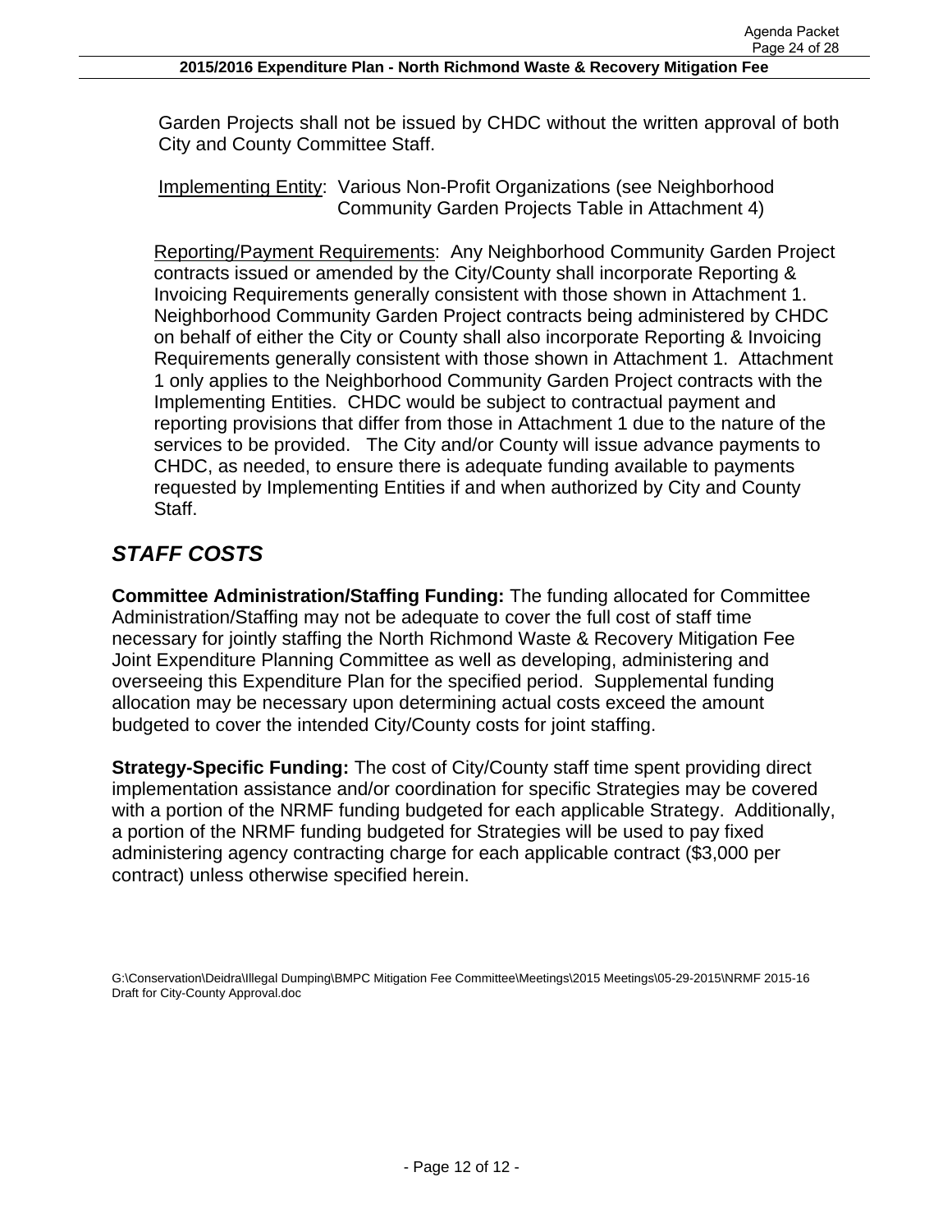Garden Projects shall not be issued by CHDC without the written approval of both City and County Committee Staff.

Implementing Entity: Various Non-Profit Organizations (see Neighborhood Community Garden Projects Table in Attachment 4)

Reporting/Payment Requirements: Any Neighborhood Community Garden Project contracts issued or amended by the City/County shall incorporate Reporting & Invoicing Requirements generally consistent with those shown in Attachment 1. Neighborhood Community Garden Project contracts being administered by CHDC on behalf of either the City or County shall also incorporate Reporting & Invoicing Requirements generally consistent with those shown in Attachment 1. Attachment 1 only applies to the Neighborhood Community Garden Project contracts with the Implementing Entities. CHDC would be subject to contractual payment and reporting provisions that differ from those in Attachment 1 due to the nature of the services to be provided. The City and/or County will issue advance payments to CHDC, as needed, to ensure there is adequate funding available to payments requested by Implementing Entities if and when authorized by City and County Staff.

## *STAFF COSTS*

**Committee Administration/Staffing Funding:** The funding allocated for Committee Administration/Staffing may not be adequate to cover the full cost of staff time necessary for jointly staffing the North Richmond Waste & Recovery Mitigation Fee Joint Expenditure Planning Committee as well as developing, administering and overseeing this Expenditure Plan for the specified period. Supplemental funding allocation may be necessary upon determining actual costs exceed the amount budgeted to cover the intended City/County costs for joint staffing.

**Strategy-Specific Funding:** The cost of City/County staff time spent providing direct implementation assistance and/or coordination for specific Strategies may be covered with a portion of the NRMF funding budgeted for each applicable Strategy. Additionally, a portion of the NRMF funding budgeted for Strategies will be used to pay fixed administering agency contracting charge for each applicable contract ($3,000 per contract) unless otherwise specified herein.

G:\Conservation\Deidra\Illegal Dumping\BMPC Mitigation Fee Committee\Meetings\2015 Meetings\05-29-2015\NRMF 2015-16 Draft for City-County Approval.doc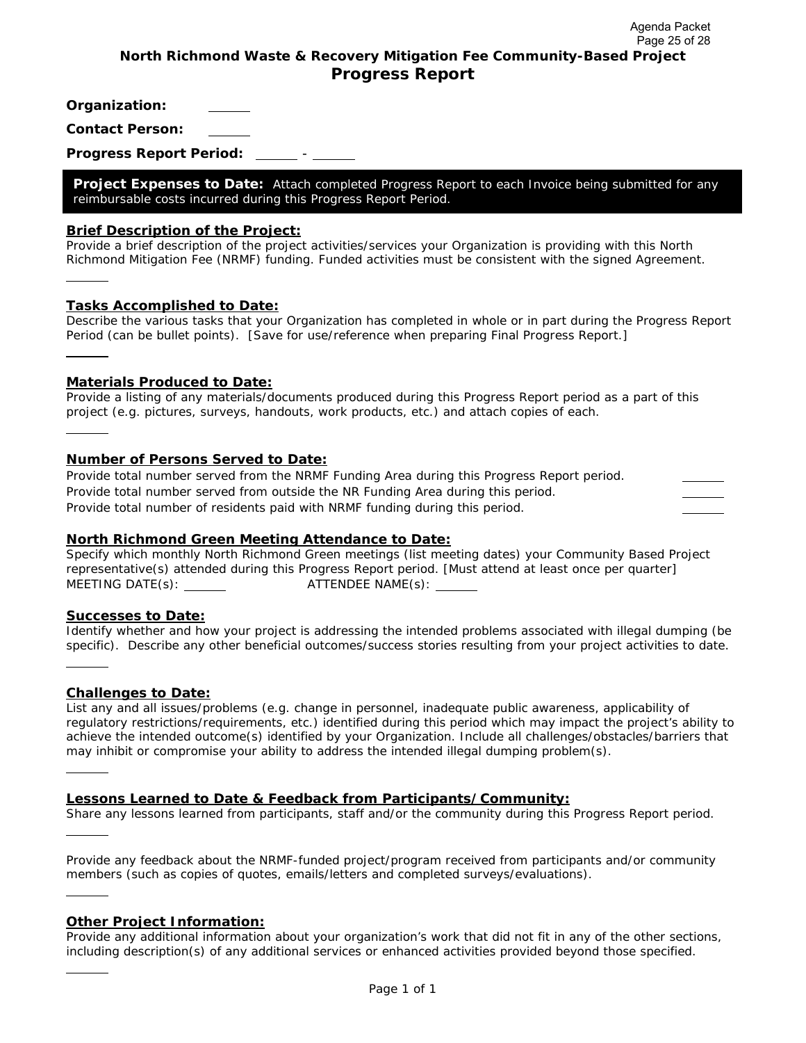## North Richmond Waste & Recovery Mitigation Fee Community-Based Project

# Progress Report

**Organization:** ______

**Contact Person:** ______

**Progress Report Period:** ______ - ______

**Project Expenses to Date:** Attach completed Progress Report to each Invoice being submitted for any reimbursable costs incurred during this Progress Report Period.

**Brief Description of the Project:**

Provide a brief description of the project activities/services your Organization is providing with this North Richmond Mitigation Fee (NRMF) funding. Funded activities must be consistent with the signed Agreement.

______

**Tasks Accomplished to Date:**

Describe the various tasks that your Organization has completed in whole or in part during the Progress Report Period (can be bullet points). [Save for use/reference when preparing Final Progress Report.]

______

**Materials Produced to Date:**

Provide a listing of any materials/documents produced during this Progress Report period as a part of this project (e.g. pictures, surveys, handouts, work products, etc.) and attach copies of each.

______

**Number of Persons Served to Date:**

Provide total number served from the NRMF Funding Area during this Progress Report period. ______

Provide total number served from outside the NR Funding Area during this period. ______

Provide total number of residents paid with NRMF funding during this period. ______

**North Richmond Green Meeting Attendance to Date:**

Specify which monthly North Richmond Green meetings (list meeting dates) your Community Based Project representative(s) attended during this Progress Report period. [Must attend at least once per quarter]

MEETING DATE(s): ______ ATTENDEE NAME(s): ______

**Successes to Date:**

Identify whether and how your project is addressing the intended problems associated with illegal dumping (be specific). Describe any other beneficial outcomes/success stories resulting from your project activities to date.

______

**Challenges to Date:**

List any and all issues/problems (e.g. change in personnel, inadequate public awareness, applicability of regulatory restrictions/requirements, etc.) identified during this period which may impact the project's ability to achieve the intended outcome(s) identified by your Organization. Include all challenges/obstacles/barriers that may inhibit or compromise your ability to address the intended illegal dumping problem(s).

______

**Lessons Learned to Date & Feedback from Participants/Community:**

Share any lessons learned from participants, staff and/or the community during this Progress Report period.

______

Provide any feedback about the NRMF-funded project/program received from participants and/or community members (such as copies of quotes, emails/letters and completed surveys/evaluations).

______

**Other Project Information:**

Provide any additional information about your organization's work that did not fit in any of the other sections, including description(s) of any additional services or enhanced activities provided beyond those specified.

______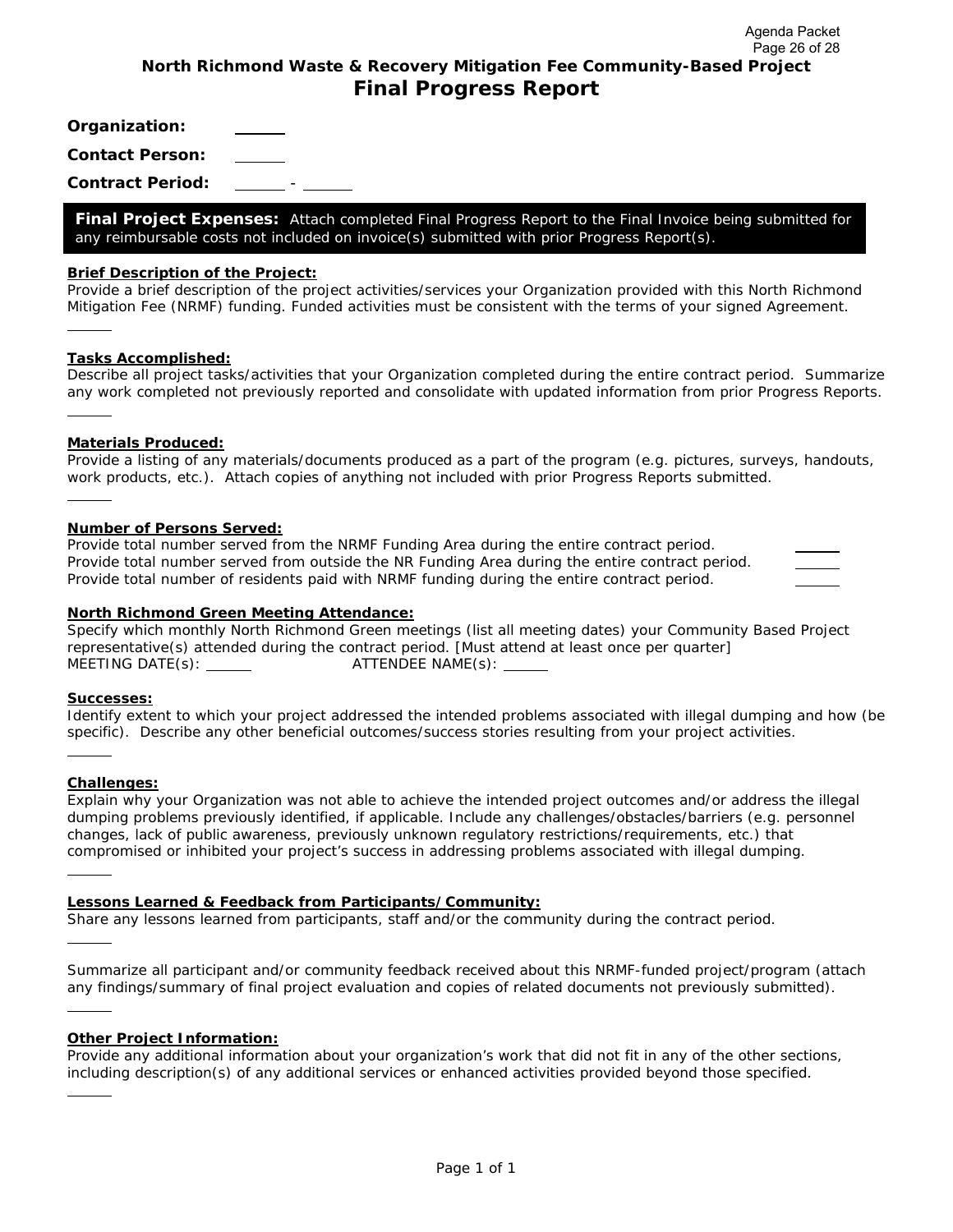**North Richmond Waste & Recovery Mitigation Fee Community-Based Project**

# Final Progress Report

**Organization:** ______

**Contact Person:** ______

**Contract Period:** ______ - ______

> **Final Project Expenses:** Attach completed Final Progress Report to the Final Invoice being submitted for any reimbursable costs not included on invoice(s) submitted with prior Progress Report(s).

**Brief Description of the Project:**

Provide a brief description of the project activities/services your Organization provided with this North Richmond Mitigation Fee (NRMF) funding. Funded activities must be consistent with the terms of your signed Agreement.

______

**Tasks Accomplished:**

Describe all project tasks/activities that your Organization completed during the entire contract period. Summarize any work completed not previously reported and consolidate with updated information from prior Progress Reports.

______

**Materials Produced:**

Provide a listing of any materials/documents produced as a part of the program (e.g. pictures, surveys, handouts, work products, etc.). Attach copies of anything not included with prior Progress Reports submitted.

______

**Number of Persons Served:**

Provide total number served from the NRMF Funding Area during the entire contract period. ______

Provide total number served from outside the NR Funding Area during the entire contract period. ______

Provide total number of residents paid with NRMF funding during the entire contract period. ______

**North Richmond Green Meeting Attendance:**

Specify which monthly North Richmond Green meetings (list all meeting dates) your Community Based Project representative(s) attended during the contract period. [Must attend at least once per quarter]

MEETING DATE(s): ______ ATTENDEE NAME(s): ______

**Successes:**

Identify extent to which your project addressed the intended problems associated with illegal dumping and how (be specific). Describe any other beneficial outcomes/success stories resulting from your project activities.

______

**Challenges:**

Explain why your Organization was not able to achieve the intended project outcomes and/or address the illegal dumping problems previously identified, if applicable. Include any challenges/obstacles/barriers (e.g. personnel changes, lack of public awareness, previously unknown regulatory restrictions/requirements, etc.) that compromised or inhibited your project's success in addressing problems associated with illegal dumping.

______

**Lessons Learned & Feedback from Participants/Community:**

Share any lessons learned from participants, staff and/or the community during the contract period.

______

Summarize all participant and/or community feedback received about this NRMF-funded project/program (attach any findings/summary of final project evaluation and copies of related documents not previously submitted).

______

**Other Project Information:**

Provide any additional information about your organization's work that did not fit in any of the other sections, including description(s) of any additional services or enhanced activities provided beyond those specified.

______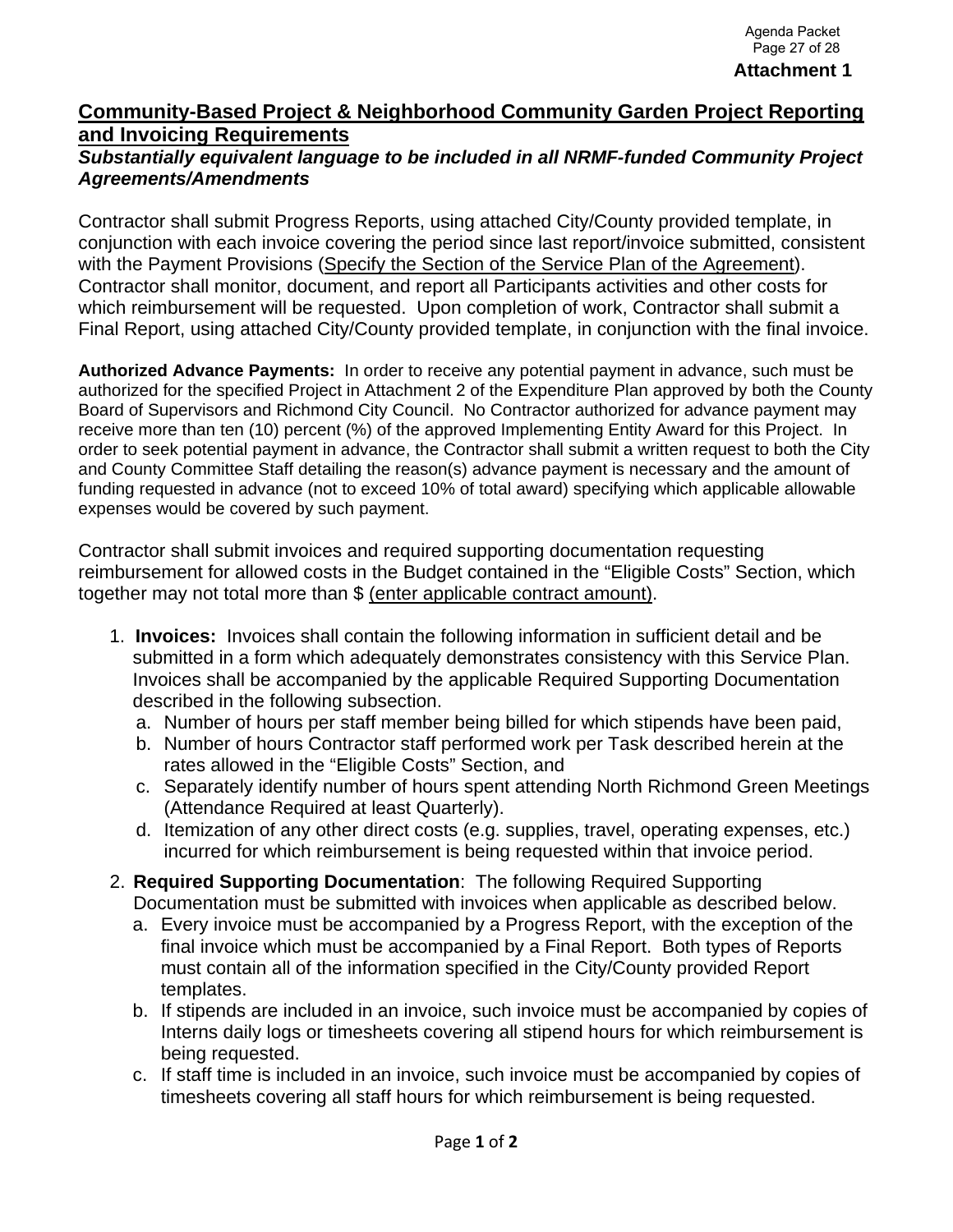**Attachment 1**

## <u>Community-Based Project & Neighborhood Community Garden Project Reporting and Invoicing Requirements</u>

***Substantially equivalent language to be included in all NRMF-funded Community Project Agreements/Amendments***

Contractor shall submit Progress Reports, using attached City/County provided template, in conjunction with each invoice covering the period since last report/invoice submitted, consistent with the Payment Provisions (<u>Specify the Section of the Service Plan of the Agreement</u>). Contractor shall monitor, document, and report all Participants activities and other costs for which reimbursement will be requested. Upon completion of work, Contractor shall submit a Final Report, using attached City/County provided template, in conjunction with the final invoice.

**Authorized Advance Payments:** In order to receive any potential payment in advance, such must be authorized for the specified Project in Attachment 2 of the Expenditure Plan approved by both the County Board of Supervisors and Richmond City Council. No Contractor authorized for advance payment may receive more than ten (10) percent (%) of the approved Implementing Entity Award for this Project. In order to seek potential payment in advance, the Contractor shall submit a written request to both the City and County Committee Staff detailing the reason(s) advance payment is necessary and the amount of funding requested in advance (not to exceed 10% of total award) specifying which applicable allowable expenses would be covered by such payment.

Contractor shall submit invoices and required supporting documentation requesting reimbursement for allowed costs in the Budget contained in the "Eligible Costs" Section, which together may not total more than $ <u>(enter applicable contract amount)</u>.

1. **Invoices:** Invoices shall contain the following information in sufficient detail and be submitted in a form which adequately demonstrates consistency with this Service Plan. Invoices shall be accompanied by the applicable Required Supporting Documentation described in the following subsection.
   a. Number of hours per staff member being billed for which stipends have been paid,
   b. Number of hours Contractor staff performed work per Task described herein at the rates allowed in the "Eligible Costs" Section, and
   c. Separately identify number of hours spent attending North Richmond Green Meetings (Attendance Required at least Quarterly).
   d. Itemization of any other direct costs (e.g. supplies, travel, operating expenses, etc.) incurred for which reimbursement is being requested within that invoice period.
2. **Required Supporting Documentation**: The following Required Supporting Documentation must be submitted with invoices when applicable as described below.
   a. Every invoice must be accompanied by a Progress Report, with the exception of the final invoice which must be accompanied by a Final Report. Both types of Reports must contain all of the information specified in the City/County provided Report templates.
   b. If stipends are included in an invoice, such invoice must be accompanied by copies of Interns daily logs or timesheets covering all stipend hours for which reimbursement is being requested.
   c. If staff time is included in an invoice, such invoice must be accompanied by copies of timesheets covering all staff hours for which reimbursement is being requested.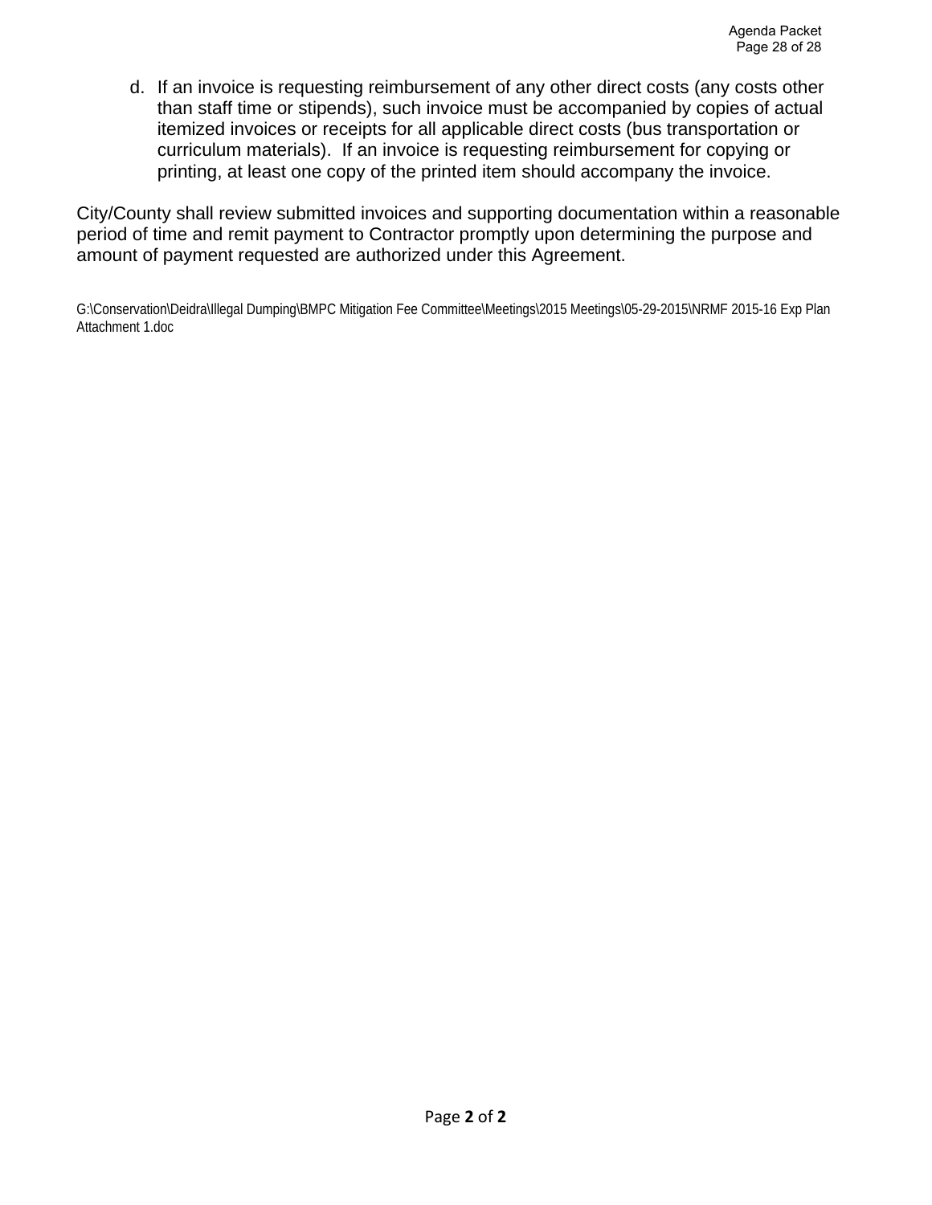d. If an invoice is requesting reimbursement of any other direct costs (any costs other than staff time or stipends), such invoice must be accompanied by copies of actual itemized invoices or receipts for all applicable direct costs (bus transportation or curriculum materials). If an invoice is requesting reimbursement for copying or printing, at least one copy of the printed item should accompany the invoice.

City/County shall review submitted invoices and supporting documentation within a reasonable period of time and remit payment to Contractor promptly upon determining the purpose and amount of payment requested are authorized under this Agreement.

G:\Conservation\Deidra\Illegal Dumping\BMPC Mitigation Fee Committee\Meetings\2015 Meetings\05-29-2015\NRMF 2015-16 Exp Plan Attachment 1.doc